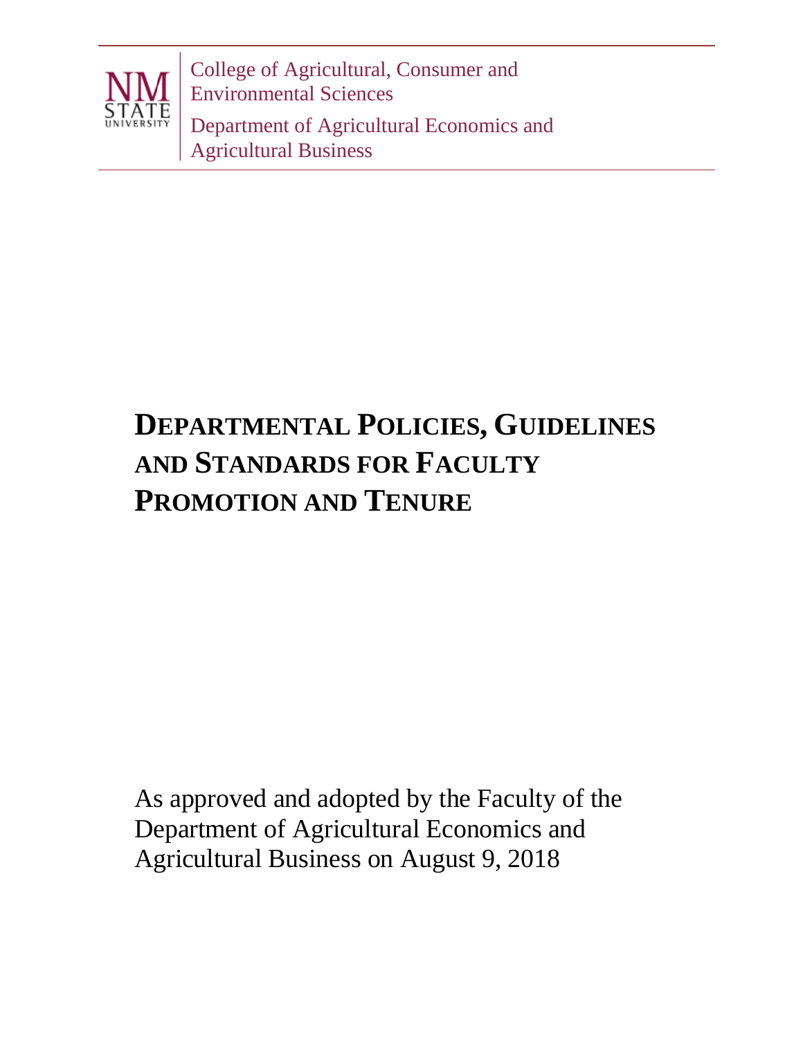College of Agricultural, Consumer and Environmental Sciences

Department of Agricultural Economics and Agricultural Business

# DEPARTMENTAL POLICIES, GUIDELINES AND STANDARDS FOR FACULTY PROMOTION AND TENURE

As approved and adopted by the Faculty of the Department of Agricultural Economics and Agricultural Business on August 9, 2018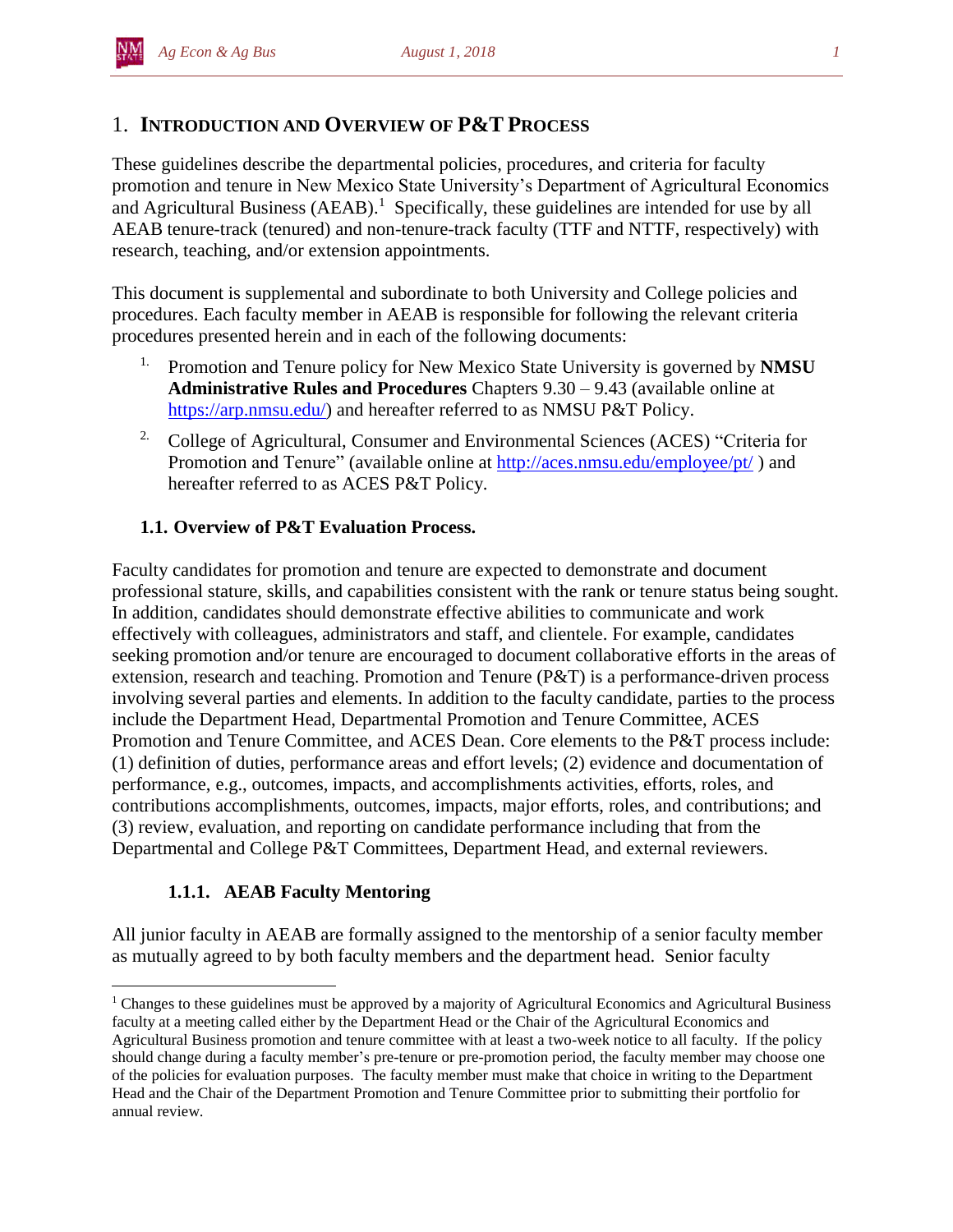# 1. Introduction and Overview of P&T Process

These guidelines describe the departmental policies, procedures, and criteria for faculty promotion and tenure in New Mexico State University's Department of Agricultural Economics and Agricultural Business (AEAB).[1] Specifically, these guidelines are intended for use by all AEAB tenure-track (tenured) and non-tenure-track faculty (TTF and NTTF, respectively) with research, teaching, and/or extension appointments.

This document is supplemental and subordinate to both University and College policies and procedures. Each faculty member in AEAB is responsible for following the relevant criteria procedures presented herein and in each of the following documents:

1. Promotion and Tenure policy for New Mexico State University is governed by **NMSU Administrative Rules and Procedures** Chapters 9.30 – 9.43 (available online at https://arp.nmsu.edu/) and hereafter referred to as NMSU P&T Policy.
2. College of Agricultural, Consumer and Environmental Sciences (ACES) "Criteria for Promotion and Tenure" (available online at http://aces.nmsu.edu/employee/pt/ ) and hereafter referred to as ACES P&T Policy.

## 1.1. Overview of P&T Evaluation Process.

Faculty candidates for promotion and tenure are expected to demonstrate and document professional stature, skills, and capabilities consistent with the rank or tenure status being sought. In addition, candidates should demonstrate effective abilities to communicate and work effectively with colleagues, administrators and staff, and clientele. For example, candidates seeking promotion and/or tenure are encouraged to document collaborative efforts in the areas of extension, research and teaching. Promotion and Tenure (P&T) is a performance-driven process involving several parties and elements. In addition to the faculty candidate, parties to the process include the Department Head, Departmental Promotion and Tenure Committee, ACES Promotion and Tenure Committee, and ACES Dean. Core elements to the P&T process include: (1) definition of duties, performance areas and effort levels; (2) evidence and documentation of performance, e.g., outcomes, impacts, and accomplishments activities, efforts, roles, and contributions accomplishments, outcomes, impacts, major efforts, roles, and contributions; and (3) review, evaluation, and reporting on candidate performance including that from the Departmental and College P&T Committees, Department Head, and external reviewers.

### 1.1.1. AEAB Faculty Mentoring

All junior faculty in AEAB are formally assigned to the mentorship of a senior faculty member as mutually agreed to by both faculty members and the department head. Senior faculty

---

[1] Changes to these guidelines must be approved by a majority of Agricultural Economics and Agricultural Business faculty at a meeting called either by the Department Head or the Chair of the Agricultural Economics and Agricultural Business promotion and tenure committee with at least a two-week notice to all faculty. If the policy should change during a faculty member's pre-tenure or pre-promotion period, the faculty member may choose one of the policies for evaluation purposes. The faculty member must make that choice in writing to the Department Head and the Chair of the Department Promotion and Tenure Committee prior to submitting their portfolio for annual review.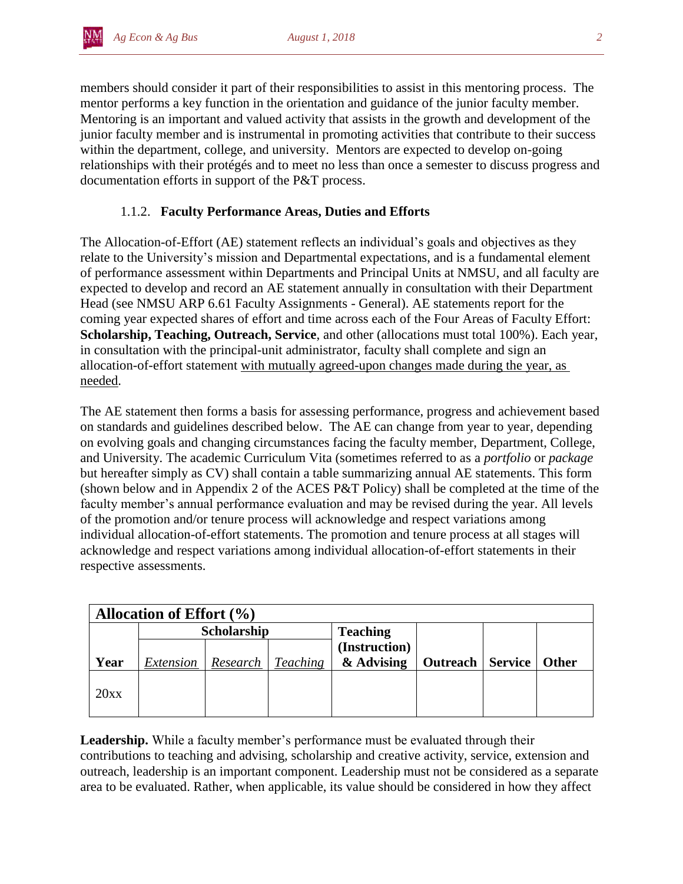members should consider it part of their responsibilities to assist in this mentoring process. The mentor performs a key function in the orientation and guidance of the junior faculty member. Mentoring is an important and valued activity that assists in the growth and development of the junior faculty member and is instrumental in promoting activities that contribute to their success within the department, college, and university. Mentors are expected to develop on-going relationships with their protégés and to meet no less than once a semester to discuss progress and documentation efforts in support of the P&T process.

### 1.1.2. Faculty Performance Areas, Duties and Efforts

The Allocation-of-Effort (AE) statement reflects an individual's goals and objectives as they relate to the University's mission and Departmental expectations, and is a fundamental element of performance assessment within Departments and Principal Units at NMSU, and all faculty are expected to develop and record an AE statement annually in consultation with their Department Head (see NMSU ARP 6.61 Faculty Assignments - General). AE statements report for the coming year expected shares of effort and time across each of the Four Areas of Faculty Effort: **Scholarship, Teaching, Outreach, Service**, and other (allocations must total 100%). Each year, in consultation with the principal-unit administrator, faculty shall complete and sign an allocation-of-effort statement <u>with mutually agreed-upon changes made during the year, as needed</u>.

The AE statement then forms a basis for assessing performance, progress and achievement based on standards and guidelines described below. The AE can change from year to year, depending on evolving goals and changing circumstances facing the faculty member, Department, College, and University. The academic Curriculum Vita (sometimes referred to as a *portfolio* or *package* but hereafter simply as CV) shall contain a table summarizing annual AE statements. This form (shown below and in Appendix 2 of the ACES P&T Policy) shall be completed at the time of the faculty member's annual performance evaluation and may be revised during the year. All levels of the promotion and/or tenure process will acknowledge and respect variations among individual allocation-of-effort statements. The promotion and tenure process at all stages will acknowledge and respect variations among individual allocation-of-effort statements in their respective assessments.

| **Allocation of Effort (%)** | | | | | | | |
|---|---|---|---|---|---|---|---|
| | **Scholarship** | | | **Teaching (Instruction) & Advising** | | | |
| **Year** | *Extension* | *Research* | *Teaching* | | **Outreach** | **Service** | **Other** |
| 20xx | | | | | | | |

**Leadership.** While a faculty member's performance must be evaluated through their contributions to teaching and advising, scholarship and creative activity, service, extension and outreach, leadership is an important component. Leadership must not be considered as a separate area to be evaluated. Rather, when applicable, its value should be considered in how they affect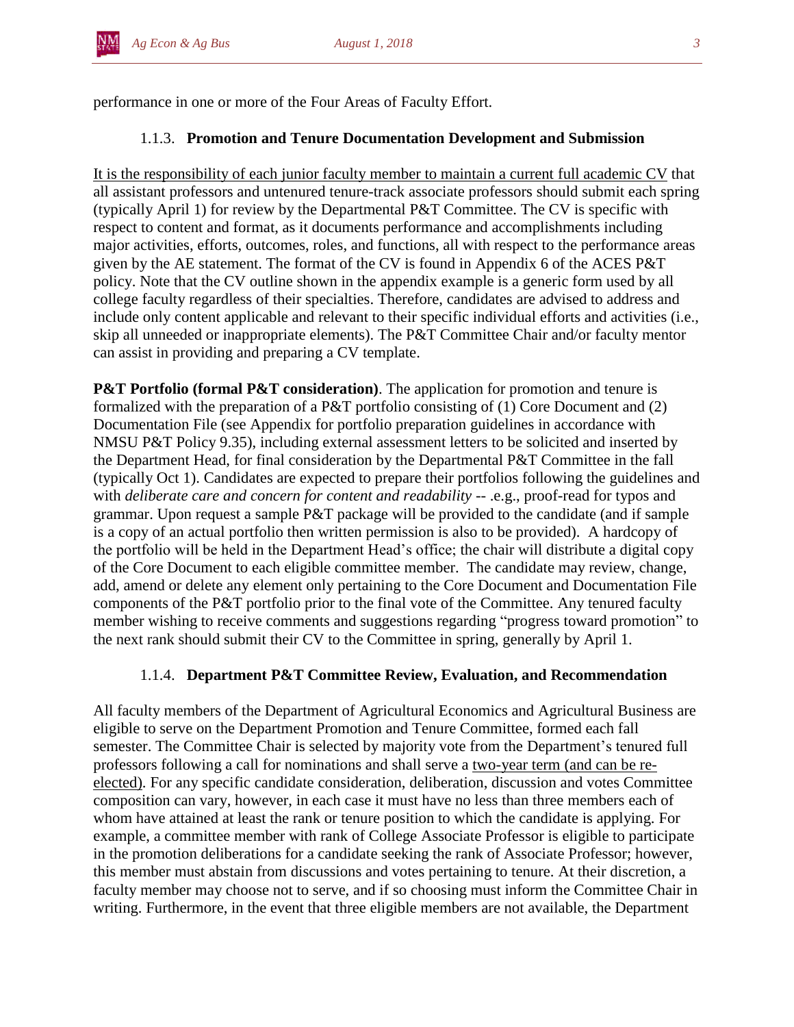performance in one or more of the Four Areas of Faculty Effort.

### 1.1.3. **Promotion and Tenure Documentation Development and Submission**

<u>It is the responsibility of each junior faculty member to maintain a current full academic CV</u> that all assistant professors and untenured tenure-track associate professors should submit each spring (typically April 1) for review by the Departmental P&T Committee. The CV is specific with respect to content and format, as it documents performance and accomplishments including major activities, efforts, outcomes, roles, and functions, all with respect to the performance areas given by the AE statement. The format of the CV is found in Appendix 6 of the ACES P&T policy. Note that the CV outline shown in the appendix example is a generic form used by all college faculty regardless of their specialties. Therefore, candidates are advised to address and include only content applicable and relevant to their specific individual efforts and activities (i.e., skip all unneeded or inappropriate elements). The P&T Committee Chair and/or faculty mentor can assist in providing and preparing a CV template.

**P&T Portfolio (formal P&T consideration)**. The application for promotion and tenure is formalized with the preparation of a P&T portfolio consisting of (1) Core Document and (2) Documentation File (see Appendix for portfolio preparation guidelines in accordance with NMSU P&T Policy 9.35), including external assessment letters to be solicited and inserted by the Department Head, for final consideration by the Departmental P&T Committee in the fall (typically Oct 1). Candidates are expected to prepare their portfolios following the guidelines and with *deliberate care and concern for content and readability* -- .e.g., proof-read for typos and grammar. Upon request a sample P&T package will be provided to the candidate (and if sample is a copy of an actual portfolio then written permission is also to be provided). A hardcopy of the portfolio will be held in the Department Head's office; the chair will distribute a digital copy of the Core Document to each eligible committee member. The candidate may review, change, add, amend or delete any element only pertaining to the Core Document and Documentation File components of the P&T portfolio prior to the final vote of the Committee. Any tenured faculty member wishing to receive comments and suggestions regarding "progress toward promotion" to the next rank should submit their CV to the Committee in spring, generally by April 1.

### 1.1.4. **Department P&T Committee Review, Evaluation, and Recommendation**

All faculty members of the Department of Agricultural Economics and Agricultural Business are eligible to serve on the Department Promotion and Tenure Committee, formed each fall semester. The Committee Chair is selected by majority vote from the Department's tenured full professors following a call for nominations and shall serve a <u>two-year term (and can be re-elected)</u>. For any specific candidate consideration, deliberation, discussion and votes Committee composition can vary, however, in each case it must have no less than three members each of whom have attained at least the rank or tenure position to which the candidate is applying. For example, a committee member with rank of College Associate Professor is eligible to participate in the promotion deliberations for a candidate seeking the rank of Associate Professor; however, this member must abstain from discussions and votes pertaining to tenure. At their discretion, a faculty member may choose not to serve, and if so choosing must inform the Committee Chair in writing. Furthermore, in the event that three eligible members are not available, the Department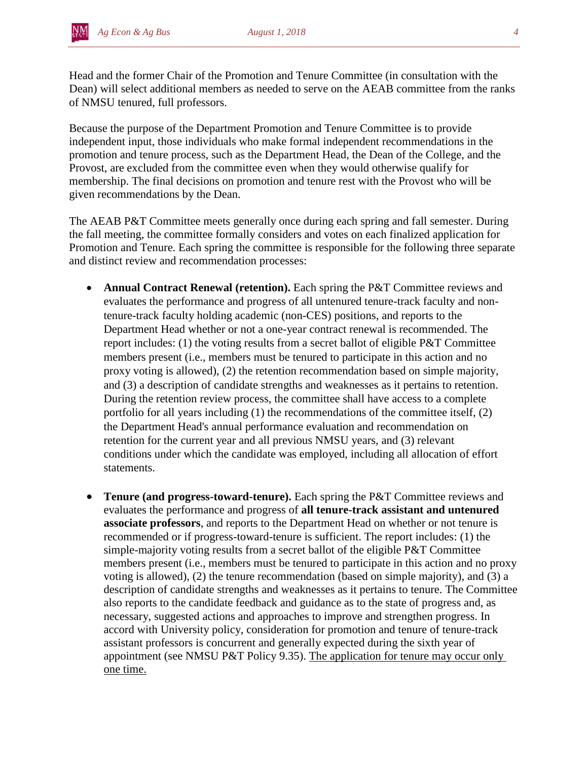Head and the former Chair of the Promotion and Tenure Committee (in consultation with the Dean) will select additional members as needed to serve on the AEAB committee from the ranks of NMSU tenured, full professors.

Because the purpose of the Department Promotion and Tenure Committee is to provide independent input, those individuals who make formal independent recommendations in the promotion and tenure process, such as the Department Head, the Dean of the College, and the Provost, are excluded from the committee even when they would otherwise qualify for membership. The final decisions on promotion and tenure rest with the Provost who will be given recommendations by the Dean.

The AEAB P&T Committee meets generally once during each spring and fall semester. During the fall meeting, the committee formally considers and votes on each finalized application for Promotion and Tenure. Each spring the committee is responsible for the following three separate and distinct review and recommendation processes:

- **Annual Contract Renewal (retention).** Each spring the P&T Committee reviews and evaluates the performance and progress of all untenured tenure-track faculty and non-tenure-track faculty holding academic (non-CES) positions, and reports to the Department Head whether or not a one-year contract renewal is recommended. The report includes: (1) the voting results from a secret ballot of eligible P&T Committee members present (i.e., members must be tenured to participate in this action and no proxy voting is allowed), (2) the retention recommendation based on simple majority, and (3) a description of candidate strengths and weaknesses as it pertains to retention. During the retention review process, the committee shall have access to a complete portfolio for all years including (1) the recommendations of the committee itself, (2) the Department Head's annual performance evaluation and recommendation on retention for the current year and all previous NMSU years, and (3) relevant conditions under which the candidate was employed, including all allocation of effort statements.

- **Tenure (and progress-toward-tenure).** Each spring the P&T Committee reviews and evaluates the performance and progress of **all tenure-track assistant and untenured associate professors**, and reports to the Department Head on whether or not tenure is recommended or if progress-toward-tenure is sufficient. The report includes: (1) the simple-majority voting results from a secret ballot of the eligible P&T Committee members present (i.e., members must be tenured to participate in this action and no proxy voting is allowed), (2) the tenure recommendation (based on simple majority), and (3) a description of candidate strengths and weaknesses as it pertains to tenure. The Committee also reports to the candidate feedback and guidance as to the state of progress and, as necessary, suggested actions and approaches to improve and strengthen progress. In accord with University policy, consideration for promotion and tenure of tenure-track assistant professors is concurrent and generally expected during the sixth year of appointment (see NMSU P&T Policy 9.35). <u>The application for tenure may occur only one time.</u>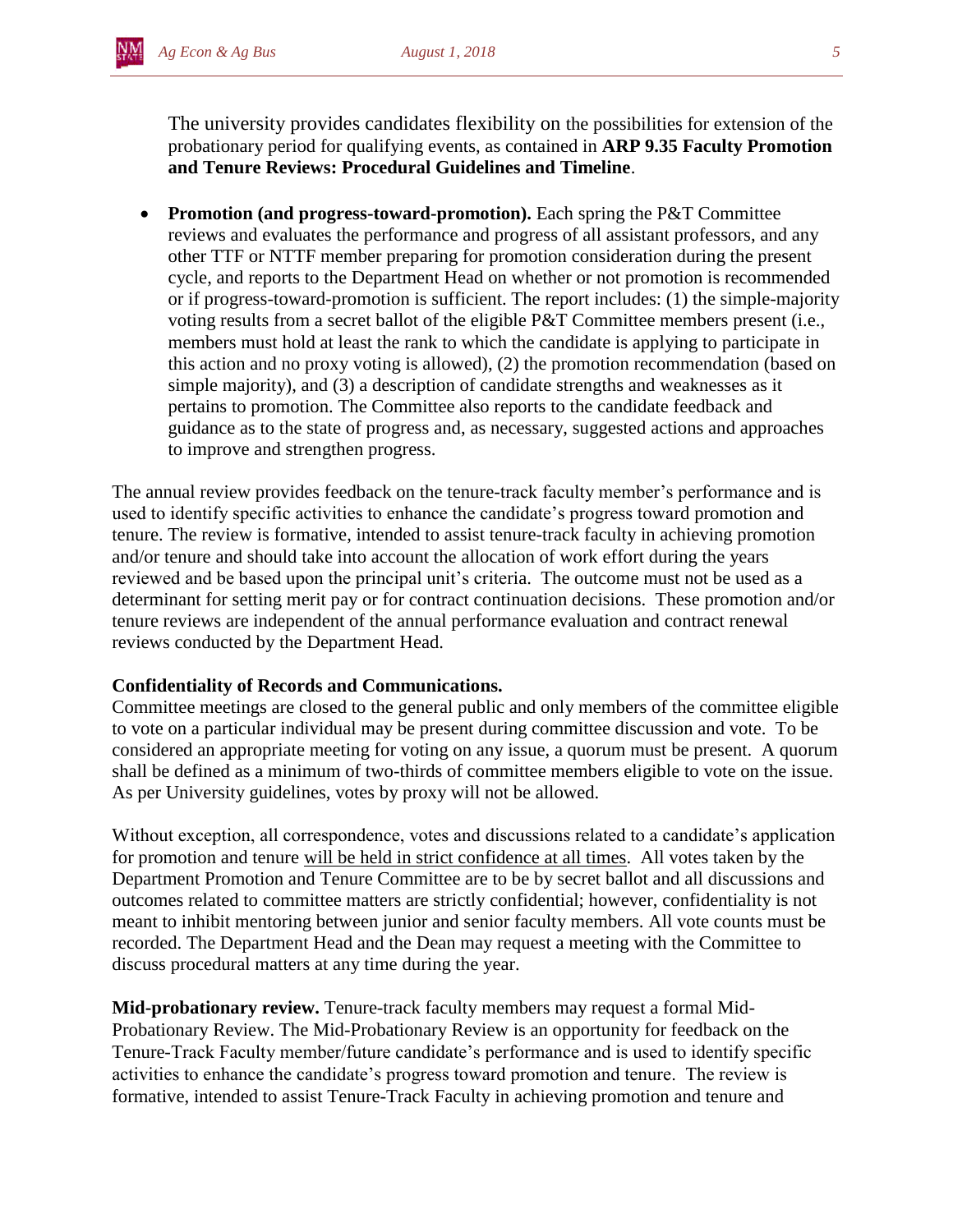The university provides candidates flexibility on the possibilities for extension of the probationary period for qualifying events, as contained in **ARP 9.35 Faculty Promotion and Tenure Reviews: Procedural Guidelines and Timeline**.

- **Promotion (and progress-toward-promotion).** Each spring the P&T Committee reviews and evaluates the performance and progress of all assistant professors, and any other TTF or NTTF member preparing for promotion consideration during the present cycle, and reports to the Department Head on whether or not promotion is recommended or if progress-toward-promotion is sufficient. The report includes: (1) the simple-majority voting results from a secret ballot of the eligible P&T Committee members present (i.e., members must hold at least the rank to which the candidate is applying to participate in this action and no proxy voting is allowed), (2) the promotion recommendation (based on simple majority), and (3) a description of candidate strengths and weaknesses as it pertains to promotion. The Committee also reports to the candidate feedback and guidance as to the state of progress and, as necessary, suggested actions and approaches to improve and strengthen progress.

The annual review provides feedback on the tenure-track faculty member's performance and is used to identify specific activities to enhance the candidate's progress toward promotion and tenure. The review is formative, intended to assist tenure-track faculty in achieving promotion and/or tenure and should take into account the allocation of work effort during the years reviewed and be based upon the principal unit's criteria. The outcome must not be used as a determinant for setting merit pay or for contract continuation decisions. These promotion and/or tenure reviews are independent of the annual performance evaluation and contract renewal reviews conducted by the Department Head.

**Confidentiality of Records and Communications.**
Committee meetings are closed to the general public and only members of the committee eligible to vote on a particular individual may be present during committee discussion and vote. To be considered an appropriate meeting for voting on any issue, a quorum must be present. A quorum shall be defined as a minimum of two-thirds of committee members eligible to vote on the issue. As per University guidelines, votes by proxy will not be allowed.

Without exception, all correspondence, votes and discussions related to a candidate's application for promotion and tenure will be held in strict confidence at all times. All votes taken by the Department Promotion and Tenure Committee are to be by secret ballot and all discussions and outcomes related to committee matters are strictly confidential; however, confidentiality is not meant to inhibit mentoring between junior and senior faculty members. All vote counts must be recorded. The Department Head and the Dean may request a meeting with the Committee to discuss procedural matters at any time during the year.

**Mid-probationary review.** Tenure-track faculty members may request a formal Mid-Probationary Review. The Mid-Probationary Review is an opportunity for feedback on the Tenure-Track Faculty member/future candidate's performance and is used to identify specific activities to enhance the candidate's progress toward promotion and tenure. The review is formative, intended to assist Tenure-Track Faculty in achieving promotion and tenure and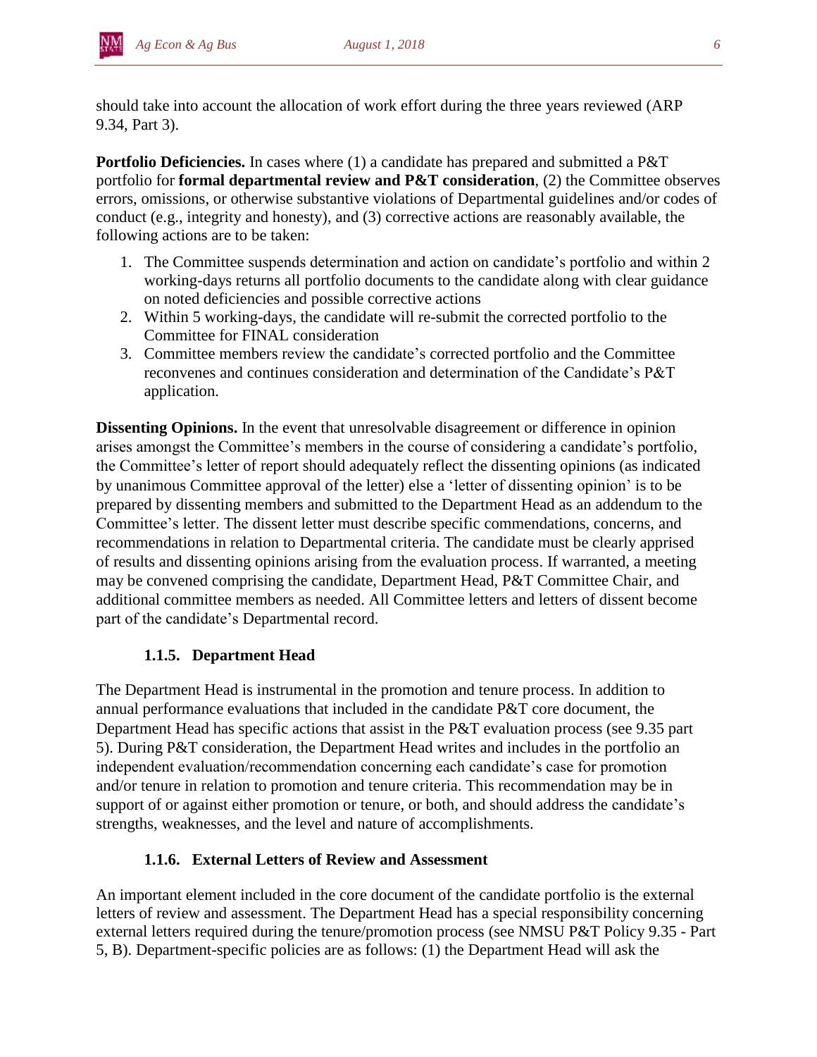should take into account the allocation of work effort during the three years reviewed (ARP 9.34, Part 3).

**Portfolio Deficiencies.** In cases where (1) a candidate has prepared and submitted a P&T portfolio for **formal departmental review and P&T consideration**, (2) the Committee observes errors, omissions, or otherwise substantive violations of Departmental guidelines and/or codes of conduct (e.g., integrity and honesty), and (3) corrective actions are reasonably available, the following actions are to be taken:

1. The Committee suspends determination and action on candidate's portfolio and within 2 working-days returns all portfolio documents to the candidate along with clear guidance on noted deficiencies and possible corrective actions
2. Within 5 working-days, the candidate will re-submit the corrected portfolio to the Committee for FINAL consideration
3. Committee members review the candidate's corrected portfolio and the Committee reconvenes and continues consideration and determination of the Candidate's P&T application.

**Dissenting Opinions.** In the event that unresolvable disagreement or difference in opinion arises amongst the Committee's members in the course of considering a candidate's portfolio, the Committee's letter of report should adequately reflect the dissenting opinions (as indicated by unanimous Committee approval of the letter) else a 'letter of dissenting opinion' is to be prepared by dissenting members and submitted to the Department Head as an addendum to the Committee's letter. The dissent letter must describe specific commendations, concerns, and recommendations in relation to Departmental criteria. The candidate must be clearly apprised of results and dissenting opinions arising from the evaluation process. If warranted, a meeting may be convened comprising the candidate, Department Head, P&T Committee Chair, and additional committee members as needed. All Committee letters and letters of dissent become part of the candidate's Departmental record.

### 1.1.5. Department Head

The Department Head is instrumental in the promotion and tenure process. In addition to annual performance evaluations that included in the candidate P&T core document, the Department Head has specific actions that assist in the P&T evaluation process (see 9.35 part 5). During P&T consideration, the Department Head writes and includes in the portfolio an independent evaluation/recommendation concerning each candidate's case for promotion and/or tenure in relation to promotion and tenure criteria. This recommendation may be in support of or against either promotion or tenure, or both, and should address the candidate's strengths, weaknesses, and the level and nature of accomplishments.

### 1.1.6. External Letters of Review and Assessment

An important element included in the core document of the candidate portfolio is the external letters of review and assessment. The Department Head has a special responsibility concerning external letters required during the tenure/promotion process (see NMSU P&T Policy 9.35 - Part 5, B). Department-specific policies are as follows: (1) the Department Head will ask the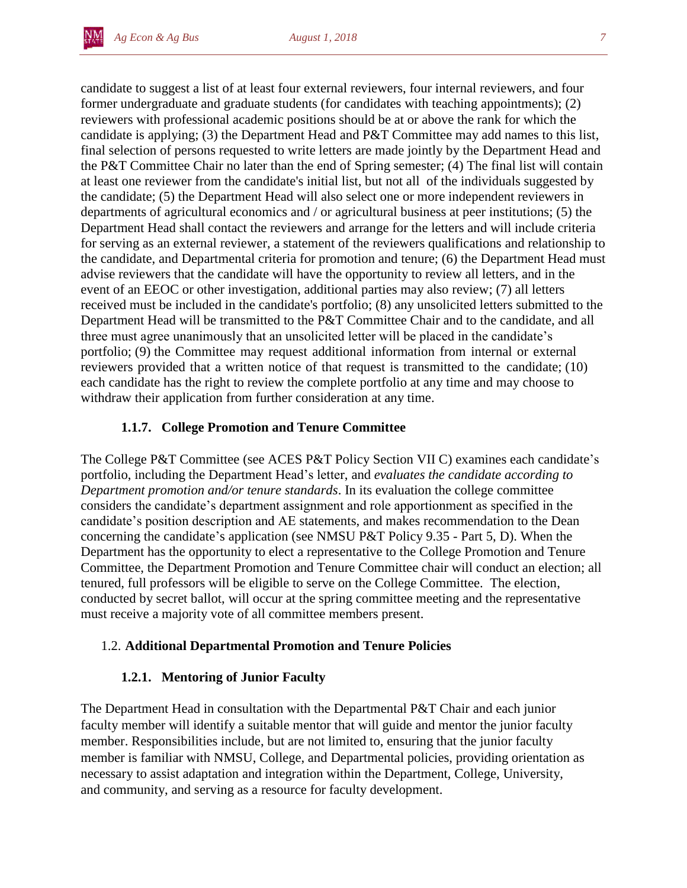candidate to suggest a list of at least four external reviewers, four internal reviewers, and four former undergraduate and graduate students (for candidates with teaching appointments); (2) reviewers with professional academic positions should be at or above the rank for which the candidate is applying; (3) the Department Head and P&T Committee may add names to this list, final selection of persons requested to write letters are made jointly by the Department Head and the P&T Committee Chair no later than the end of Spring semester; (4) The final list will contain at least one reviewer from the candidate's initial list, but not all of the individuals suggested by the candidate; (5) the Department Head will also select one or more independent reviewers in departments of agricultural economics and / or agricultural business at peer institutions; (5) the Department Head shall contact the reviewers and arrange for the letters and will include criteria for serving as an external reviewer, a statement of the reviewers qualifications and relationship to the candidate, and Departmental criteria for promotion and tenure; (6) the Department Head must advise reviewers that the candidate will have the opportunity to review all letters, and in the event of an EEOC or other investigation, additional parties may also review; (7) all letters received must be included in the candidate's portfolio; (8) any unsolicited letters submitted to the Department Head will be transmitted to the P&T Committee Chair and to the candidate, and all three must agree unanimously that an unsolicited letter will be placed in the candidate's portfolio; (9) the Committee may request additional information from internal or external reviewers provided that a written notice of that request is transmitted to the candidate; (10) each candidate has the right to review the complete portfolio at any time and may choose to withdraw their application from further consideration at any time.

#### 1.1.7. College Promotion and Tenure Committee

The College P&T Committee (see ACES P&T Policy Section VII C) examines each candidate's portfolio, including the Department Head's letter, and *evaluates the candidate according to Department promotion and/or tenure standards*. In its evaluation the college committee considers the candidate's department assignment and role apportionment as specified in the candidate's position description and AE statements, and makes recommendation to the Dean concerning the candidate's application (see NMSU P&T Policy 9.35 - Part 5, D). When the Department has the opportunity to elect a representative to the College Promotion and Tenure Committee, the Department Promotion and Tenure Committee chair will conduct an election; all tenured, full professors will be eligible to serve on the College Committee. The election, conducted by secret ballot, will occur at the spring committee meeting and the representative must receive a majority vote of all committee members present.

### 1.2. Additional Departmental Promotion and Tenure Policies

#### 1.2.1. Mentoring of Junior Faculty

The Department Head in consultation with the Departmental P&T Chair and each junior faculty member will identify a suitable mentor that will guide and mentor the junior faculty member. Responsibilities include, but are not limited to, ensuring that the junior faculty member is familiar with NMSU, College, and Departmental policies, providing orientation as necessary to assist adaptation and integration within the Department, College, University, and community, and serving as a resource for faculty development.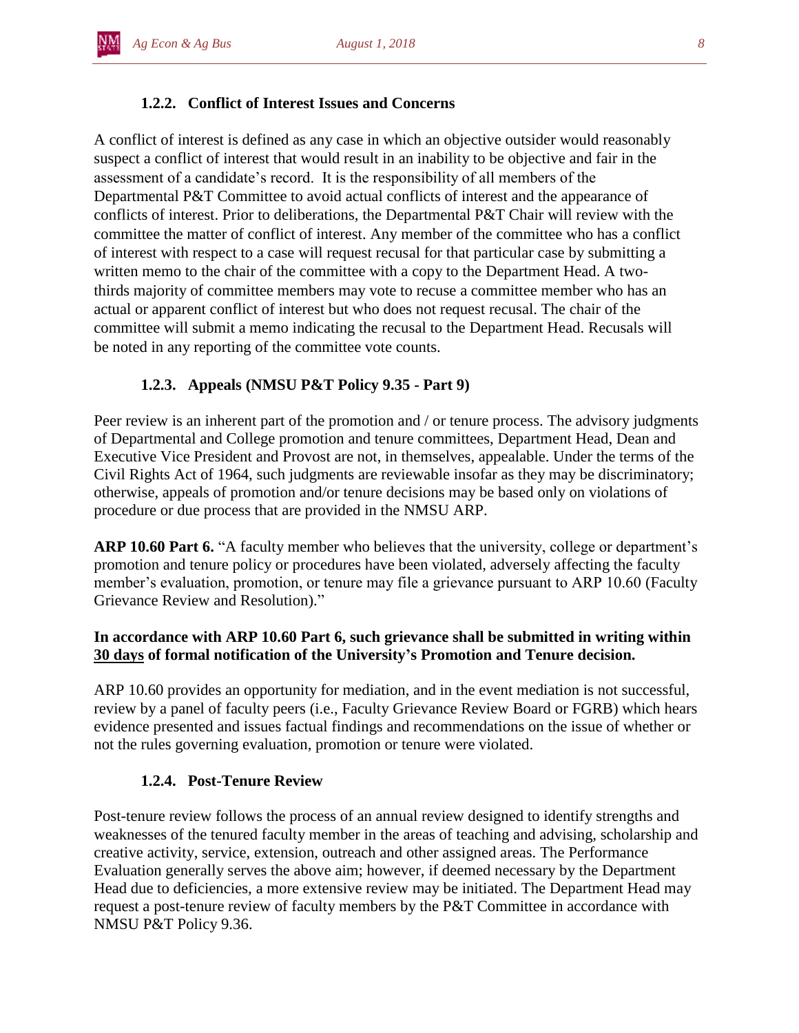### 1.2.2. Conflict of Interest Issues and Concerns

A conflict of interest is defined as any case in which an objective outsider would reasonably suspect a conflict of interest that would result in an inability to be objective and fair in the assessment of a candidate's record. It is the responsibility of all members of the Departmental P&T Committee to avoid actual conflicts of interest and the appearance of conflicts of interest. Prior to deliberations, the Departmental P&T Chair will review with the committee the matter of conflict of interest. Any member of the committee who has a conflict of interest with respect to a case will request recusal for that particular case by submitting a written memo to the chair of the committee with a copy to the Department Head. A two-thirds majority of committee members may vote to recuse a committee member who has an actual or apparent conflict of interest but who does not request recusal. The chair of the committee will submit a memo indicating the recusal to the Department Head. Recusals will be noted in any reporting of the committee vote counts.

### 1.2.3. Appeals (NMSU P&T Policy 9.35 - Part 9)

Peer review is an inherent part of the promotion and / or tenure process. The advisory judgments of Departmental and College promotion and tenure committees, Department Head, Dean and Executive Vice President and Provost are not, in themselves, appealable. Under the terms of the Civil Rights Act of 1964, such judgments are reviewable insofar as they may be discriminatory; otherwise, appeals of promotion and/or tenure decisions may be based only on violations of procedure or due process that are provided in the NMSU ARP.

**ARP 10.60 Part 6.** "A faculty member who believes that the university, college or department's promotion and tenure policy or procedures have been violated, adversely affecting the faculty member's evaluation, promotion, or tenure may file a grievance pursuant to ARP 10.60 (Faculty Grievance Review and Resolution)."

**In accordance with ARP 10.60 Part 6, such grievance shall be submitted in writing within <u>30 days</u> of formal notification of the University's Promotion and Tenure decision.**

ARP 10.60 provides an opportunity for mediation, and in the event mediation is not successful, review by a panel of faculty peers (i.e., Faculty Grievance Review Board or FGRB) which hears evidence presented and issues factual findings and recommendations on the issue of whether or not the rules governing evaluation, promotion or tenure were violated.

### 1.2.4. Post-Tenure Review

Post-tenure review follows the process of an annual review designed to identify strengths and weaknesses of the tenured faculty member in the areas of teaching and advising, scholarship and creative activity, service, extension, outreach and other assigned areas. The Performance Evaluation generally serves the above aim; however, if deemed necessary by the Department Head due to deficiencies, a more extensive review may be initiated. The Department Head may request a post-tenure review of faculty members by the P&T Committee in accordance with NMSU P&T Policy 9.36.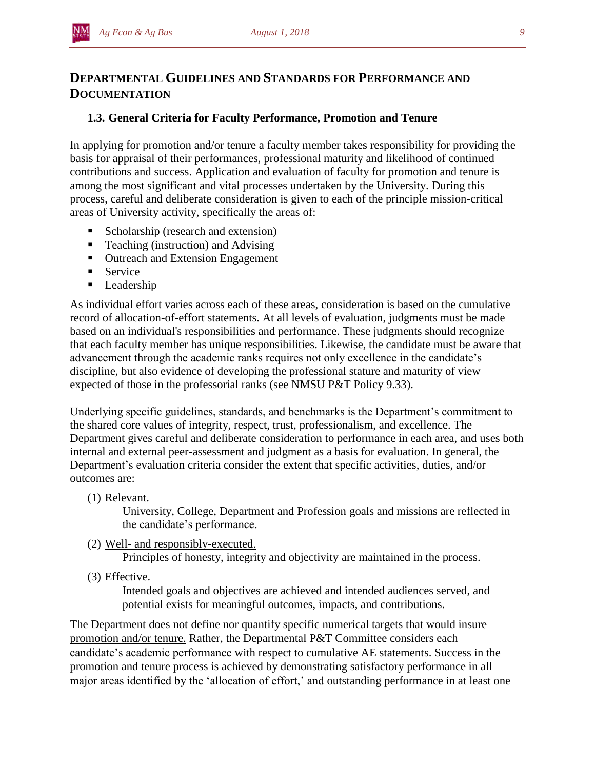## Departmental Guidelines and Standards for Performance and Documentation

### 1.3. General Criteria for Faculty Performance, Promotion and Tenure

In applying for promotion and/or tenure a faculty member takes responsibility for providing the basis for appraisal of their performances, professional maturity and likelihood of continued contributions and success. Application and evaluation of faculty for promotion and tenure is among the most significant and vital processes undertaken by the University. During this process, careful and deliberate consideration is given to each of the principle mission-critical areas of University activity, specifically the areas of:

- Scholarship (research and extension)
- Teaching (instruction) and Advising
- Outreach and Extension Engagement
- Service
- Leadership

As individual effort varies across each of these areas, consideration is based on the cumulative record of allocation-of-effort statements. At all levels of evaluation, judgments must be made based on an individual's responsibilities and performance. These judgments should recognize that each faculty member has unique responsibilities. Likewise, the candidate must be aware that advancement through the academic ranks requires not only excellence in the candidate's discipline, but also evidence of developing the professional stature and maturity of view expected of those in the professorial ranks (see NMSU P&T Policy 9.33).

Underlying specific guidelines, standards, and benchmarks is the Department's commitment to the shared core values of integrity, respect, trust, professionalism, and excellence. The Department gives careful and deliberate consideration to performance in each area, and uses both internal and external peer-assessment and judgment as a basis for evaluation. In general, the Department's evaluation criteria consider the extent that specific activities, duties, and/or outcomes are:

(1) Relevant.
University, College, Department and Profession goals and missions are reflected in the candidate's performance.

(2) Well- and responsibly-executed.
Principles of honesty, integrity and objectivity are maintained in the process.

(3) Effective.
Intended goals and objectives are achieved and intended audiences served, and potential exists for meaningful outcomes, impacts, and contributions.

The Department does not define nor quantify specific numerical targets that would insure promotion and/or tenure. Rather, the Departmental P&T Committee considers each candidate's academic performance with respect to cumulative AE statements. Success in the promotion and tenure process is achieved by demonstrating satisfactory performance in all major areas identified by the 'allocation of effort,' and outstanding performance in at least one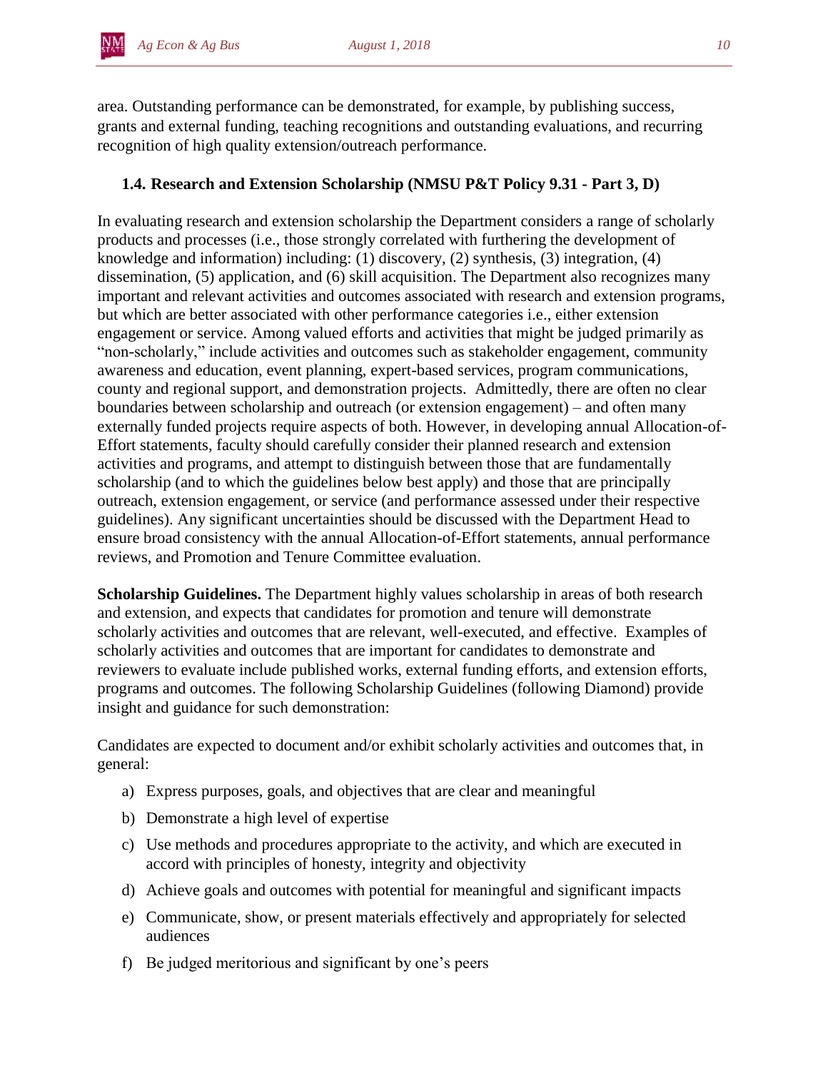area. Outstanding performance can be demonstrated, for example, by publishing success, grants and external funding, teaching recognitions and outstanding evaluations, and recurring recognition of high quality extension/outreach performance.

### 1.4. Research and Extension Scholarship (NMSU P&T Policy 9.31 - Part 3, D)

In evaluating research and extension scholarship the Department considers a range of scholarly products and processes (i.e., those strongly correlated with furthering the development of knowledge and information) including: (1) discovery, (2) synthesis, (3) integration, (4) dissemination, (5) application, and (6) skill acquisition. The Department also recognizes many important and relevant activities and outcomes associated with research and extension programs, but which are better associated with other performance categories i.e., either extension engagement or service. Among valued efforts and activities that might be judged primarily as "non-scholarly," include activities and outcomes such as stakeholder engagement, community awareness and education, event planning, expert-based services, program communications, county and regional support, and demonstration projects. Admittedly, there are often no clear boundaries between scholarship and outreach (or extension engagement) – and often many externally funded projects require aspects of both. However, in developing annual Allocation-of-Effort statements, faculty should carefully consider their planned research and extension activities and programs, and attempt to distinguish between those that are fundamentally scholarship (and to which the guidelines below best apply) and those that are principally outreach, extension engagement, or service (and performance assessed under their respective guidelines). Any significant uncertainties should be discussed with the Department Head to ensure broad consistency with the annual Allocation-of-Effort statements, annual performance reviews, and Promotion and Tenure Committee evaluation.

**Scholarship Guidelines.** The Department highly values scholarship in areas of both research and extension, and expects that candidates for promotion and tenure will demonstrate scholarly activities and outcomes that are relevant, well-executed, and effective. Examples of scholarly activities and outcomes that are important for candidates to demonstrate and reviewers to evaluate include published works, external funding efforts, and extension efforts, programs and outcomes. The following Scholarship Guidelines (following Diamond) provide insight and guidance for such demonstration:

Candidates are expected to document and/or exhibit scholarly activities and outcomes that, in general:

a) Express purposes, goals, and objectives that are clear and meaningful
b) Demonstrate a high level of expertise
c) Use methods and procedures appropriate to the activity, and which are executed in accord with principles of honesty, integrity and objectivity
d) Achieve goals and outcomes with potential for meaningful and significant impacts
e) Communicate, show, or present materials effectively and appropriately for selected audiences
f) Be judged meritorious and significant by one's peers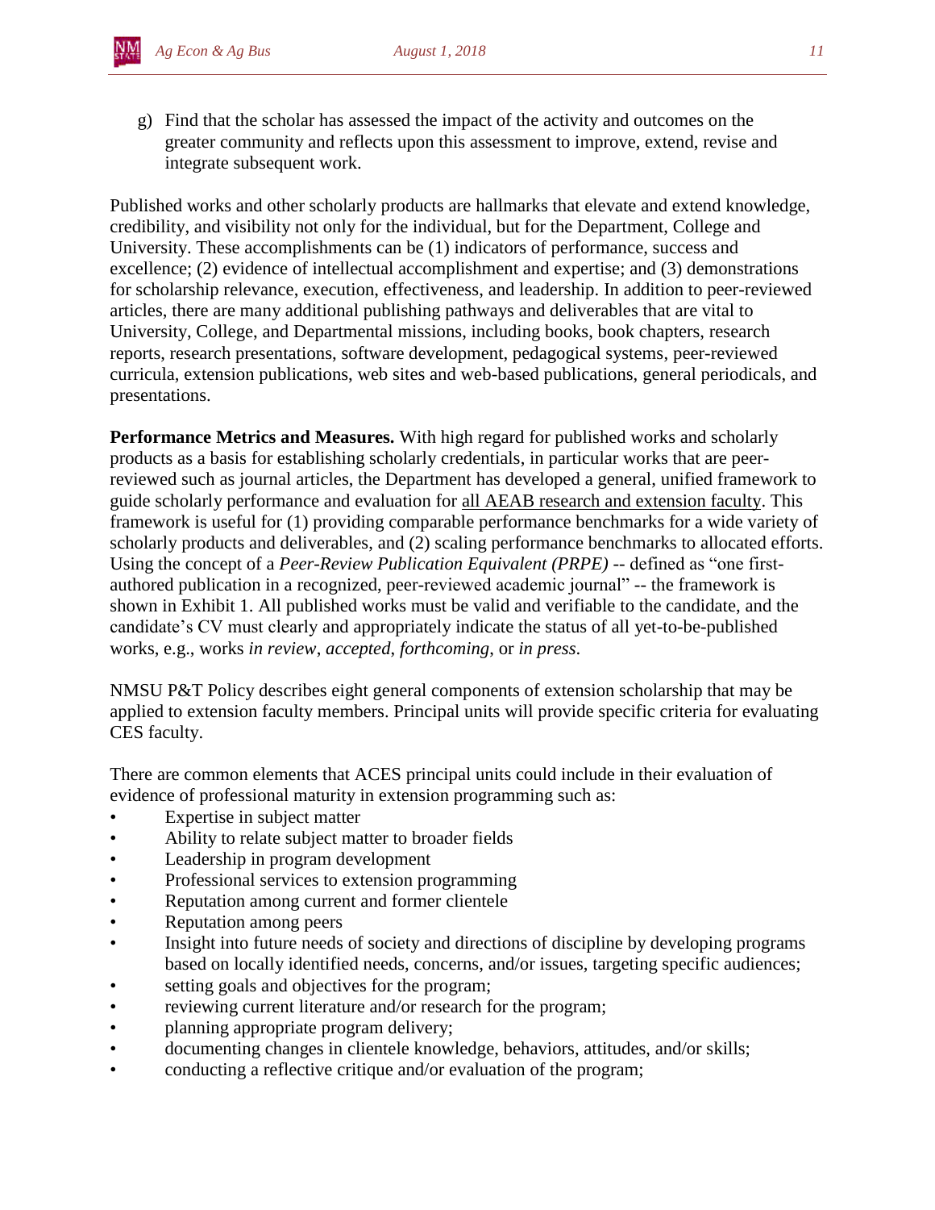g) Find that the scholar has assessed the impact of the activity and outcomes on the greater community and reflects upon this assessment to improve, extend, revise and integrate subsequent work.

Published works and other scholarly products are hallmarks that elevate and extend knowledge, credibility, and visibility not only for the individual, but for the Department, College and University. These accomplishments can be (1) indicators of performance, success and excellence; (2) evidence of intellectual accomplishment and expertise; and (3) demonstrations for scholarship relevance, execution, effectiveness, and leadership. In addition to peer-reviewed articles, there are many additional publishing pathways and deliverables that are vital to University, College, and Departmental missions, including books, book chapters, research reports, research presentations, software development, pedagogical systems, peer-reviewed curricula, extension publications, web sites and web-based publications, general periodicals, and presentations.

**Performance Metrics and Measures.** With high regard for published works and scholarly products as a basis for establishing scholarly credentials, in particular works that are peer-reviewed such as journal articles, the Department has developed a general, unified framework to guide scholarly performance and evaluation for <u>all AEAB research and extension faculty</u>. This framework is useful for (1) providing comparable performance benchmarks for a wide variety of scholarly products and deliverables, and (2) scaling performance benchmarks to allocated efforts. Using the concept of a *Peer-Review Publication Equivalent (PRPE)* -- defined as "one first-authored publication in a recognized, peer-reviewed academic journal" -- the framework is shown in Exhibit 1. All published works must be valid and verifiable to the candidate, and the candidate's CV must clearly and appropriately indicate the status of all yet-to-be-published works, e.g., works *in review*, *accepted*, *forthcoming*, or *in press*.

NMSU P&T Policy describes eight general components of extension scholarship that may be applied to extension faculty members. Principal units will provide specific criteria for evaluating CES faculty.

There are common elements that ACES principal units could include in their evaluation of evidence of professional maturity in extension programming such as:

- Expertise in subject matter
- Ability to relate subject matter to broader fields
- Leadership in program development
- Professional services to extension programming
- Reputation among current and former clientele
- Reputation among peers
- Insight into future needs of society and directions of discipline by developing programs based on locally identified needs, concerns, and/or issues, targeting specific audiences;
- setting goals and objectives for the program;
- reviewing current literature and/or research for the program;
- planning appropriate program delivery;
- documenting changes in clientele knowledge, behaviors, attitudes, and/or skills;
- conducting a reflective critique and/or evaluation of the program;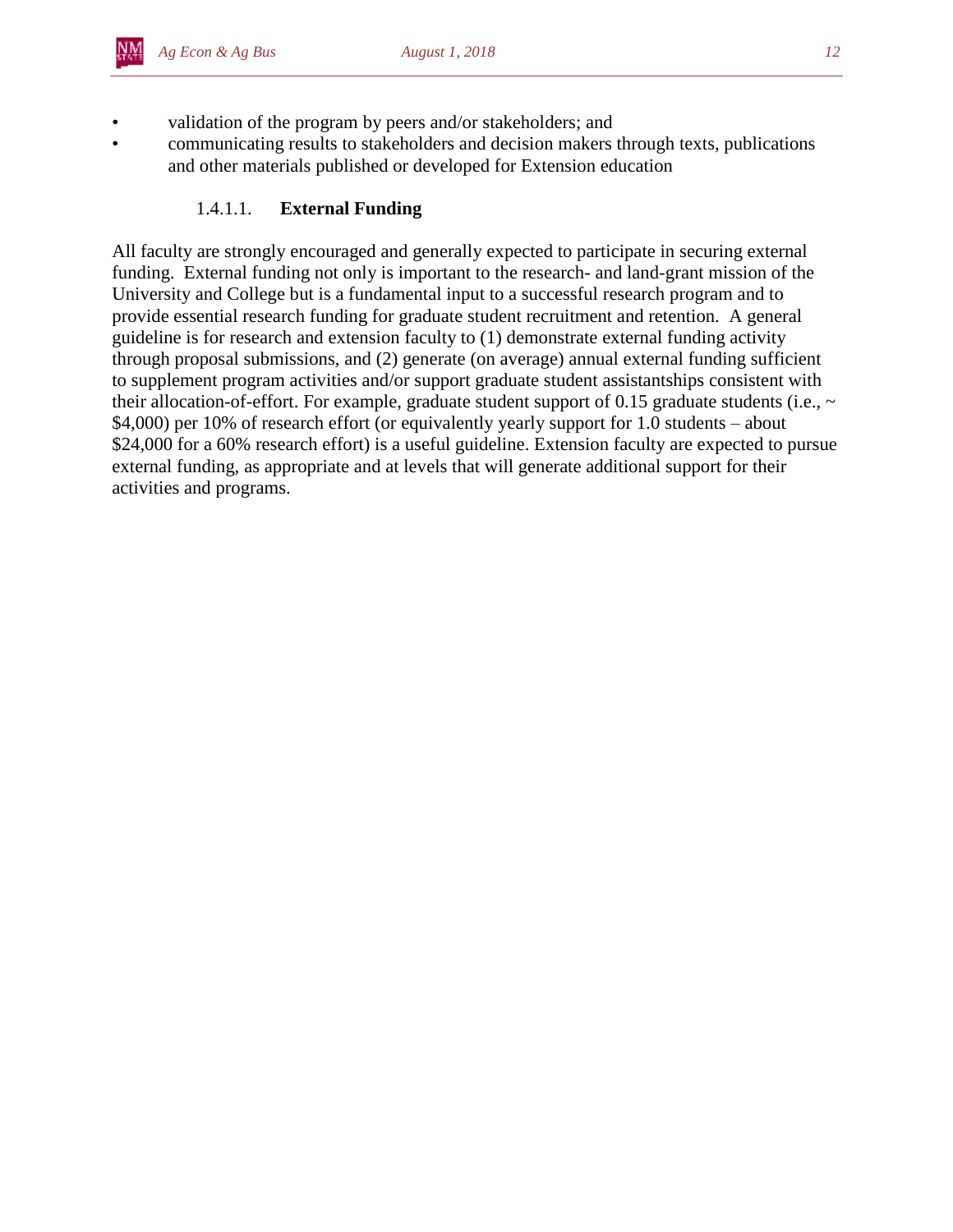- validation of the program by peers and/or stakeholders; and
- communicating results to stakeholders and decision makers through texts, publications and other materials published or developed for Extension education

#### 1.4.1.1. **External Funding**

All faculty are strongly encouraged and generally expected to participate in securing external funding. External funding not only is important to the research- and land-grant mission of the University and College but is a fundamental input to a successful research program and to provide essential research funding for graduate student recruitment and retention. A general guideline is for research and extension faculty to (1) demonstrate external funding activity through proposal submissions, and (2) generate (on average) annual external funding sufficient to supplement program activities and/or support graduate student assistantships consistent with their allocation-of-effort. For example, graduate student support of 0.15 graduate students (i.e., ~ $4,000) per 10% of research effort (or equivalently yearly support for 1.0 students – about $24,000 for a 60% research effort) is a useful guideline. Extension faculty are expected to pursue external funding, as appropriate and at levels that will generate additional support for their activities and programs.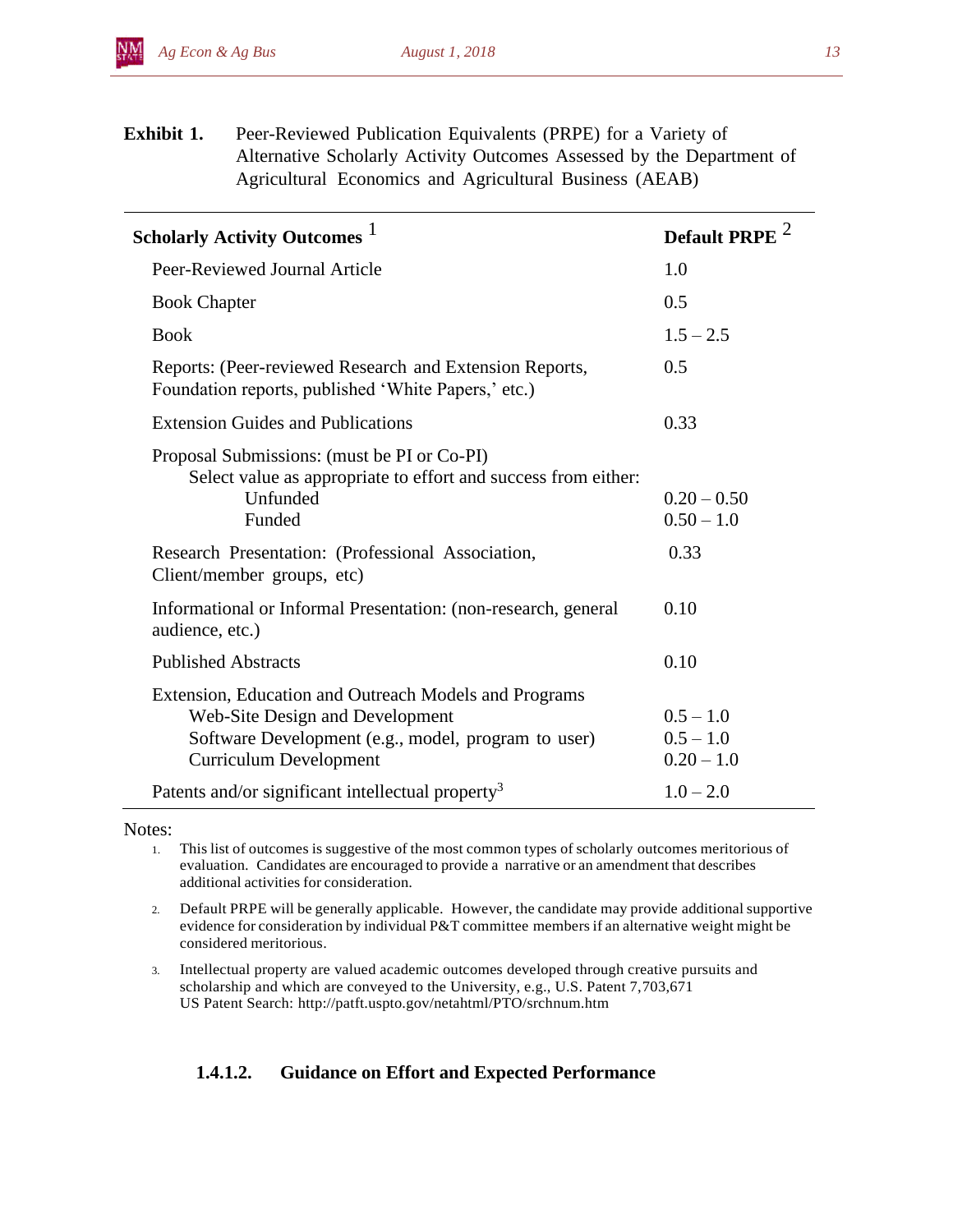**Exhibit 1.** Peer-Reviewed Publication Equivalents (PRPE) for a Variety of Alternative Scholarly Activity Outcomes Assessed by the Department of Agricultural Economics and Agricultural Business (AEAB)

| Scholarly Activity Outcomes [1] | Default PRPE [2] |
|---|---|
| Peer-Reviewed Journal Article | 1.0 |
| Book Chapter | 0.5 |
| Book | 1.5 – 2.5 |
| Reports: (Peer-reviewed Research and Extension Reports, Foundation reports, published 'White Papers,' etc.) | 0.5 |
| Extension Guides and Publications | 0.33 |
| Proposal Submissions: (must be PI or Co-PI) Select value as appropriate to effort and success from either: | |
| Unfunded | 0.20 – 0.50 |
| Funded | 0.50 – 1.0 |
| Research Presentation: (Professional Association, Client/member groups, etc) | 0.33 |
| Informational or Informal Presentation: (non-research, general audience, etc.) | 0.10 |
| Published Abstracts | 0.10 |
| Extension, Education and Outreach Models and Programs | |
| Web-Site Design and Development | 0.5 – 1.0 |
| Software Development (e.g., model, program to user) | 0.5 – 1.0 |
| Curriculum Development | 0.20 – 1.0 |
| Patents and/or significant intellectual property[3] | 1.0 – 2.0 |

Notes:

1. This list of outcomes is suggestive of the most common types of scholarly outcomes meritorious of evaluation. Candidates are encouraged to provide a narrative or an amendment that describes additional activities for consideration.
2. Default PRPE will be generally applicable. However, the candidate may provide additional supportive evidence for consideration by individual P&T committee members if an alternative weight might be considered meritorious.
3. Intellectual property are valued academic outcomes developed through creative pursuits and scholarship and which are conveyed to the University, e.g., U.S. Patent 7,703,671 US Patent Search: http://patft.uspto.gov/netahtml/PTO/srchnum.htm

#### 1.4.1.2. Guidance on Effort and Expected Performance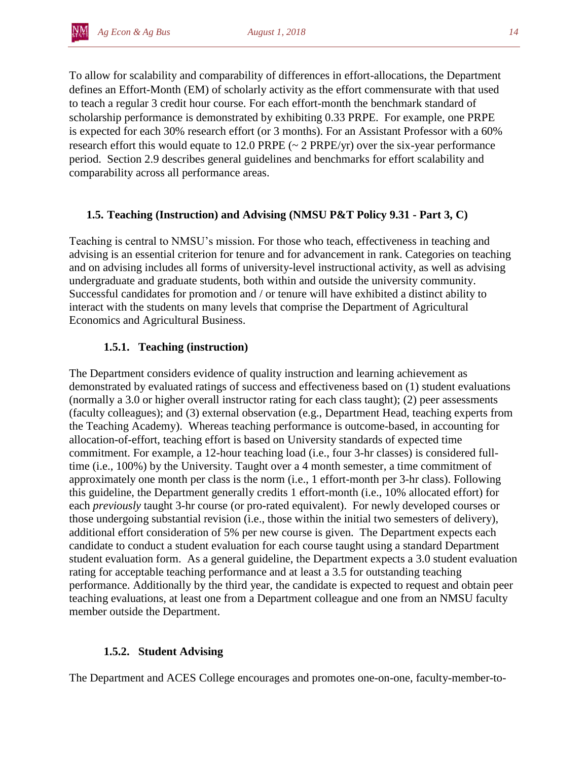To allow for scalability and comparability of differences in effort-allocations, the Department defines an Effort-Month (EM) of scholarly activity as the effort commensurate with that used to teach a regular 3 credit hour course. For each effort-month the benchmark standard of scholarship performance is demonstrated by exhibiting 0.33 PRPE. For example, one PRPE is expected for each 30% research effort (or 3 months). For an Assistant Professor with a 60% research effort this would equate to 12.0 PRPE (~ 2 PRPE/yr) over the six-year performance period. Section 2.9 describes general guidelines and benchmarks for effort scalability and comparability across all performance areas.

### 1.5. Teaching (Instruction) and Advising (NMSU P&T Policy 9.31 - Part 3, C)

Teaching is central to NMSU's mission. For those who teach, effectiveness in teaching and advising is an essential criterion for tenure and for advancement in rank. Categories on teaching and on advising includes all forms of university-level instructional activity, as well as advising undergraduate and graduate students, both within and outside the university community. Successful candidates for promotion and / or tenure will have exhibited a distinct ability to interact with the students on many levels that comprise the Department of Agricultural Economics and Agricultural Business.

#### 1.5.1. Teaching (instruction)

The Department considers evidence of quality instruction and learning achievement as demonstrated by evaluated ratings of success and effectiveness based on (1) student evaluations (normally a 3.0 or higher overall instructor rating for each class taught); (2) peer assessments (faculty colleagues); and (3) external observation (e.g., Department Head, teaching experts from the Teaching Academy). Whereas teaching performance is outcome-based, in accounting for allocation-of-effort, teaching effort is based on University standards of expected time commitment. For example, a 12-hour teaching load (i.e., four 3-hr classes) is considered full-time (i.e., 100%) by the University. Taught over a 4 month semester, a time commitment of approximately one month per class is the norm (i.e., 1 effort-month per 3-hr class). Following this guideline, the Department generally credits 1 effort-month (i.e., 10% allocated effort) for each *previously* taught 3-hr course (or pro-rated equivalent). For newly developed courses or those undergoing substantial revision (i.e., those within the initial two semesters of delivery), additional effort consideration of 5% per new course is given. The Department expects each candidate to conduct a student evaluation for each course taught using a standard Department student evaluation form. As a general guideline, the Department expects a 3.0 student evaluation rating for acceptable teaching performance and at least a 3.5 for outstanding teaching performance. Additionally by the third year, the candidate is expected to request and obtain peer teaching evaluations, at least one from a Department colleague and one from an NMSU faculty member outside the Department.

#### 1.5.2. Student Advising

The Department and ACES College encourages and promotes one-on-one, faculty-member-to-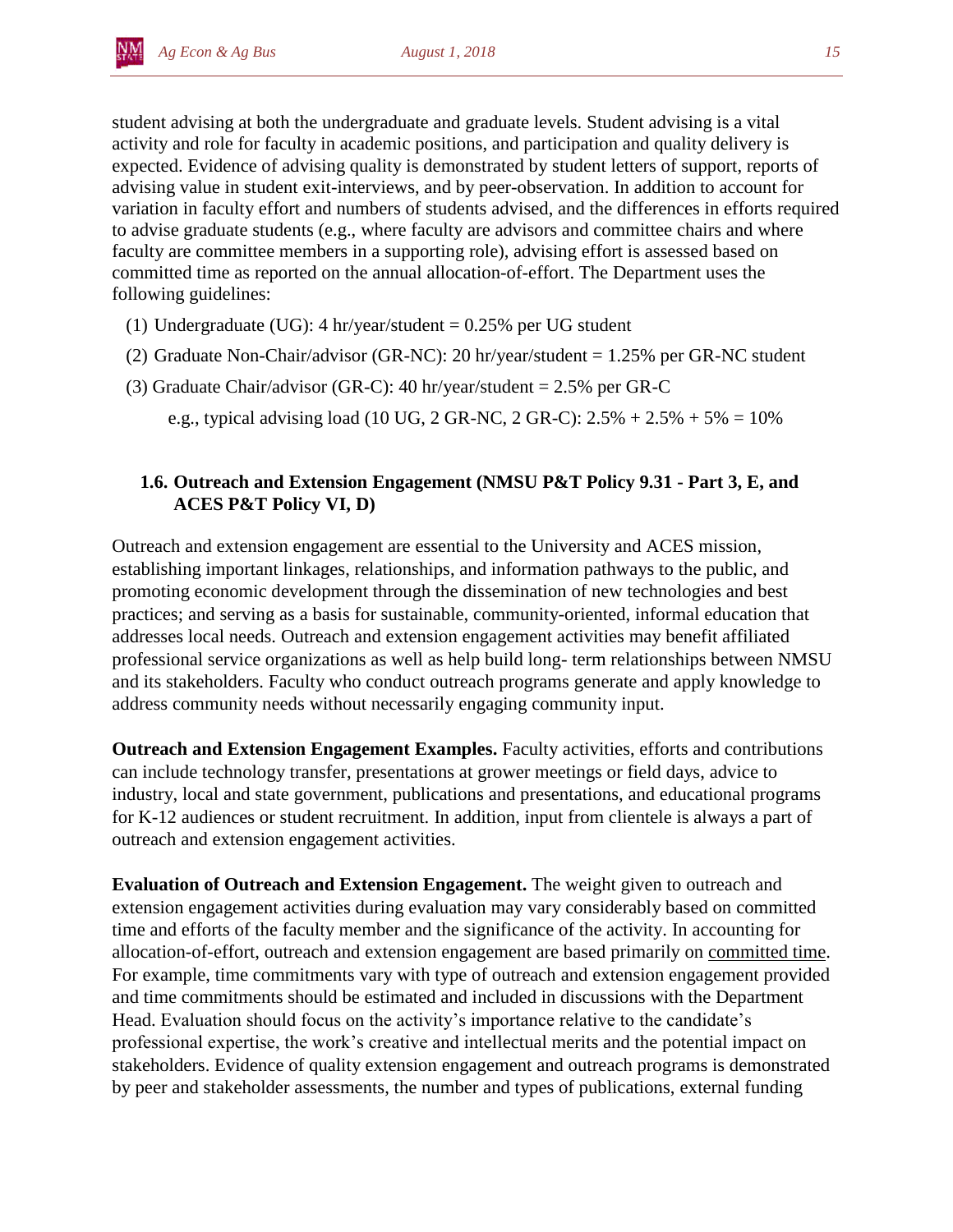student advising at both the undergraduate and graduate levels. Student advising is a vital activity and role for faculty in academic positions, and participation and quality delivery is expected. Evidence of advising quality is demonstrated by student letters of support, reports of advising value in student exit-interviews, and by peer-observation. In addition to account for variation in faculty effort and numbers of students advised, and the differences in efforts required to advise graduate students (e.g., where faculty are advisors and committee chairs and where faculty are committee members in a supporting role), advising effort is assessed based on committed time as reported on the annual allocation-of-effort. The Department uses the following guidelines:

(1) Undergraduate (UG): 4 hr/year/student = 0.25% per UG student

(2) Graduate Non-Chair/advisor (GR-NC): 20 hr/year/student = 1.25% per GR-NC student

(3) Graduate Chair/advisor (GR-C): 40 hr/year/student = 2.5% per GR-C

e.g., typical advising load (10 UG, 2 GR-NC, 2 GR-C): 2.5% + 2.5% + 5% = 10%

### 1.6. Outreach and Extension Engagement (NMSU P&T Policy 9.31 - Part 3, E, and ACES P&T Policy VI, D)

Outreach and extension engagement are essential to the University and ACES mission, establishing important linkages, relationships, and information pathways to the public, and promoting economic development through the dissemination of new technologies and best practices; and serving as a basis for sustainable, community-oriented, informal education that addresses local needs. Outreach and extension engagement activities may benefit affiliated professional service organizations as well as help build long- term relationships between NMSU and its stakeholders. Faculty who conduct outreach programs generate and apply knowledge to address community needs without necessarily engaging community input.

**Outreach and Extension Engagement Examples.** Faculty activities, efforts and contributions can include technology transfer, presentations at grower meetings or field days, advice to industry, local and state government, publications and presentations, and educational programs for K-12 audiences or student recruitment. In addition, input from clientele is always a part of outreach and extension engagement activities.

**Evaluation of Outreach and Extension Engagement.** The weight given to outreach and extension engagement activities during evaluation may vary considerably based on committed time and efforts of the faculty member and the significance of the activity. In accounting for allocation-of-effort, outreach and extension engagement are based primarily on committed time. For example, time commitments vary with type of outreach and extension engagement provided and time commitments should be estimated and included in discussions with the Department Head. Evaluation should focus on the activity's importance relative to the candidate's professional expertise, the work's creative and intellectual merits and the potential impact on stakeholders. Evidence of quality extension engagement and outreach programs is demonstrated by peer and stakeholder assessments, the number and types of publications, external funding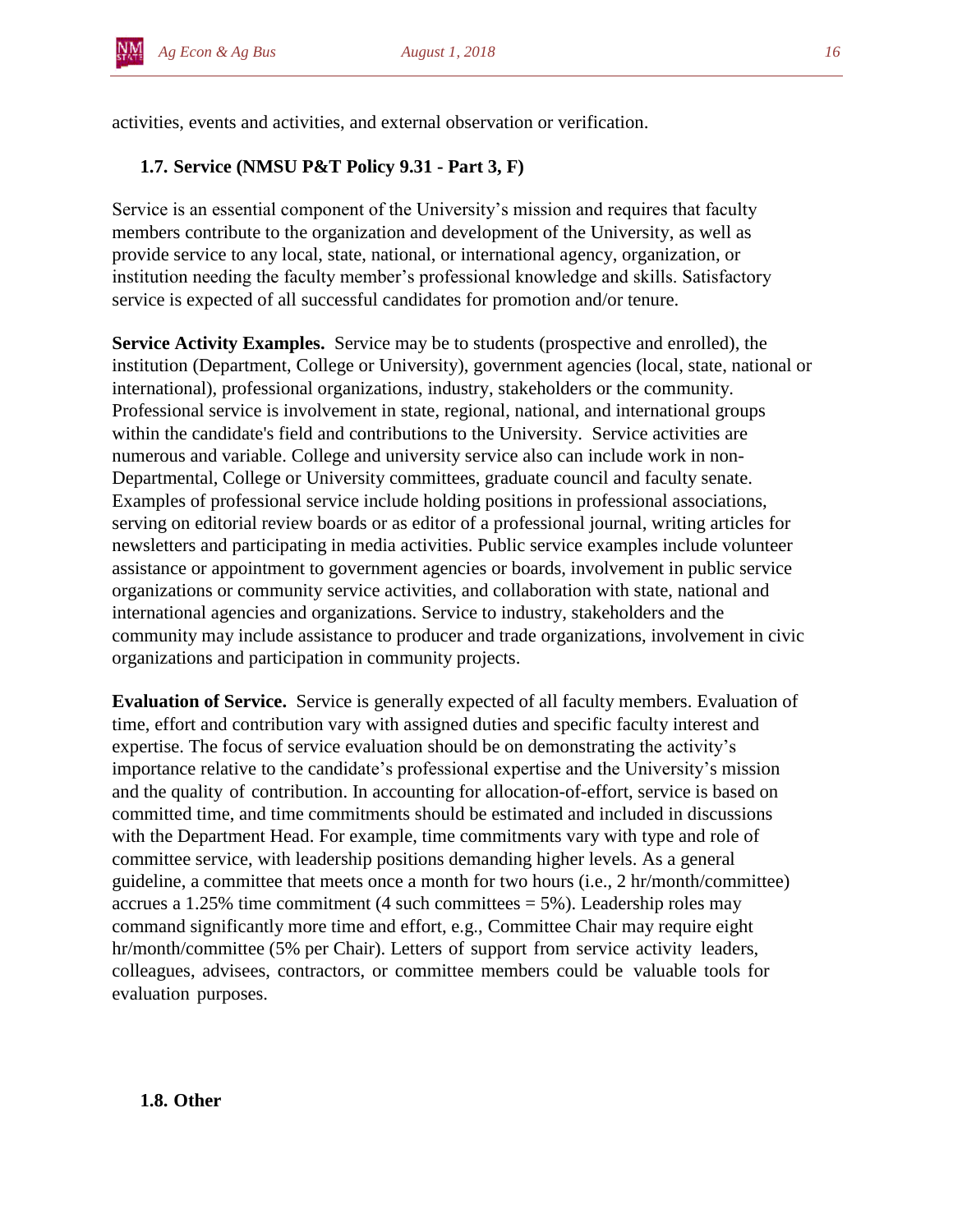activities, events and activities, and external observation or verification.

### 1.7. Service (NMSU P&T Policy 9.31 - Part 3, F)

Service is an essential component of the University's mission and requires that faculty members contribute to the organization and development of the University, as well as provide service to any local, state, national, or international agency, organization, or institution needing the faculty member's professional knowledge and skills. Satisfactory service is expected of all successful candidates for promotion and/or tenure.

**Service Activity Examples.** Service may be to students (prospective and enrolled), the institution (Department, College or University), government agencies (local, state, national or international), professional organizations, industry, stakeholders or the community. Professional service is involvement in state, regional, national, and international groups within the candidate's field and contributions to the University. Service activities are numerous and variable. College and university service also can include work in non-Departmental, College or University committees, graduate council and faculty senate. Examples of professional service include holding positions in professional associations, serving on editorial review boards or as editor of a professional journal, writing articles for newsletters and participating in media activities. Public service examples include volunteer assistance or appointment to government agencies or boards, involvement in public service organizations or community service activities, and collaboration with state, national and international agencies and organizations. Service to industry, stakeholders and the community may include assistance to producer and trade organizations, involvement in civic organizations and participation in community projects.

**Evaluation of Service.** Service is generally expected of all faculty members. Evaluation of time, effort and contribution vary with assigned duties and specific faculty interest and expertise. The focus of service evaluation should be on demonstrating the activity's importance relative to the candidate's professional expertise and the University's mission and the quality of contribution. In accounting for allocation-of-effort, service is based on committed time, and time commitments should be estimated and included in discussions with the Department Head. For example, time commitments vary with type and role of committee service, with leadership positions demanding higher levels. As a general guideline, a committee that meets once a month for two hours (i.e., 2 hr/month/committee) accrues a 1.25% time commitment (4 such committees = 5%). Leadership roles may command significantly more time and effort, e.g., Committee Chair may require eight hr/month/committee (5% per Chair). Letters of support from service activity leaders, colleagues, advisees, contractors, or committee members could be valuable tools for evaluation purposes.

### 1.8. Other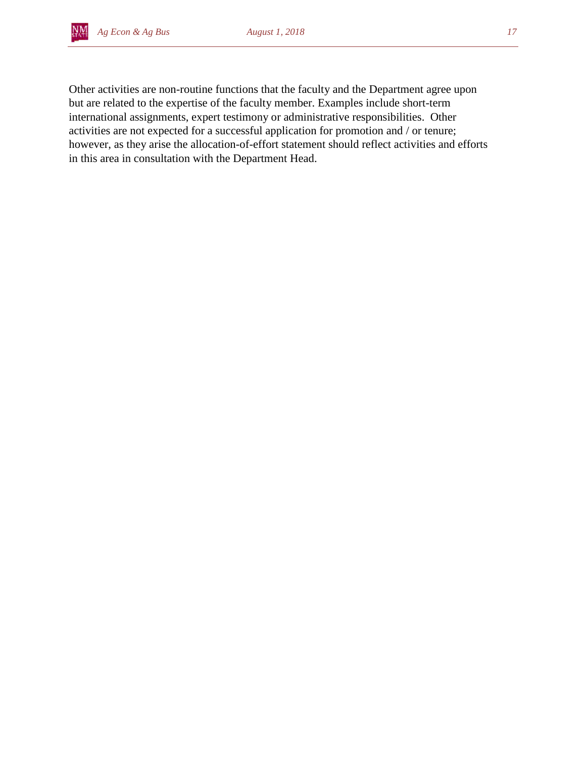Other activities are non-routine functions that the faculty and the Department agree upon but are related to the expertise of the faculty member. Examples include short-term international assignments, expert testimony or administrative responsibilities. Other activities are not expected for a successful application for promotion and / or tenure; however, as they arise the allocation-of-effort statement should reflect activities and efforts in this area in consultation with the Department Head.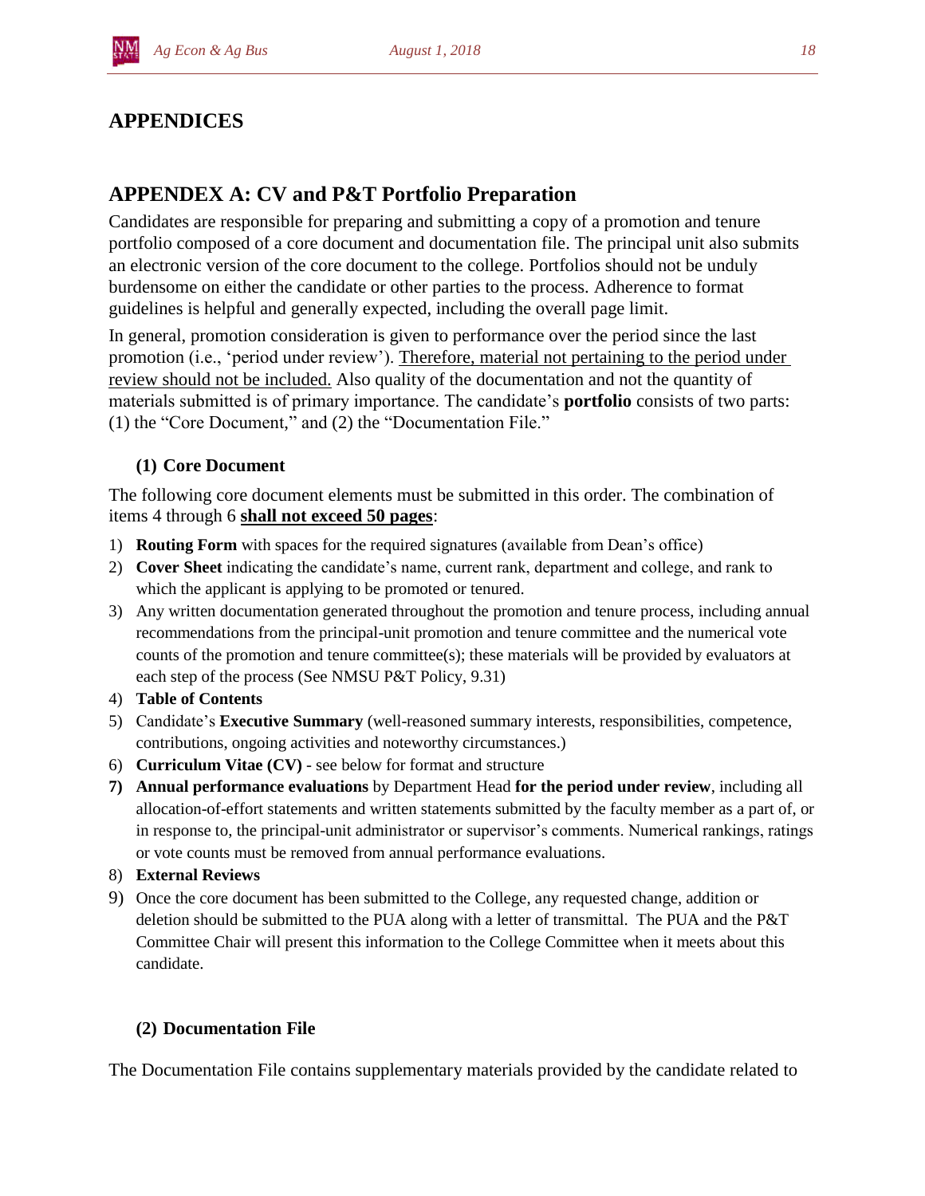# APPENDICES

## APPENDEX A: CV and P&T Portfolio Preparation

Candidates are responsible for preparing and submitting a copy of a promotion and tenure portfolio composed of a core document and documentation file. The principal unit also submits an electronic version of the core document to the college. Portfolios should not be unduly burdensome on either the candidate or other parties to the process. Adherence to format guidelines is helpful and generally expected, including the overall page limit.

In general, promotion consideration is given to performance over the period since the last promotion (i.e., 'period under review'). Therefore, material not pertaining to the period under review should not be included. Also quality of the documentation and not the quantity of materials submitted is of primary importance. The candidate's **portfolio** consists of two parts: (1) the "Core Document," and (2) the "Documentation File."

### (1) Core Document

The following core document elements must be submitted in this order. The combination of items 4 through 6 **shall not exceed 50 pages**:

1) **Routing Form** with spaces for the required signatures (available from Dean's office)
2) **Cover Sheet** indicating the candidate's name, current rank, department and college, and rank to which the applicant is applying to be promoted or tenured.
3) Any written documentation generated throughout the promotion and tenure process, including annual recommendations from the principal-unit promotion and tenure committee and the numerical vote counts of the promotion and tenure committee(s); these materials will be provided by evaluators at each step of the process (See NMSU P&T Policy, 9.31)
4) **Table of Contents**
5) Candidate's **Executive Summary** (well-reasoned summary interests, responsibilities, competence, contributions, ongoing activities and noteworthy circumstances.)
6) **Curriculum Vitae (CV)** - see below for format and structure
7) **Annual performance evaluations** by Department Head **for the period under review**, including all allocation-of-effort statements and written statements submitted by the faculty member as a part of, or in response to, the principal-unit administrator or supervisor's comments. Numerical rankings, ratings or vote counts must be removed from annual performance evaluations.
8) **External Reviews**
9) Once the core document has been submitted to the College, any requested change, addition or deletion should be submitted to the PUA along with a letter of transmittal. The PUA and the P&T Committee Chair will present this information to the College Committee when it meets about this candidate.

### (2) Documentation File

The Documentation File contains supplementary materials provided by the candidate related to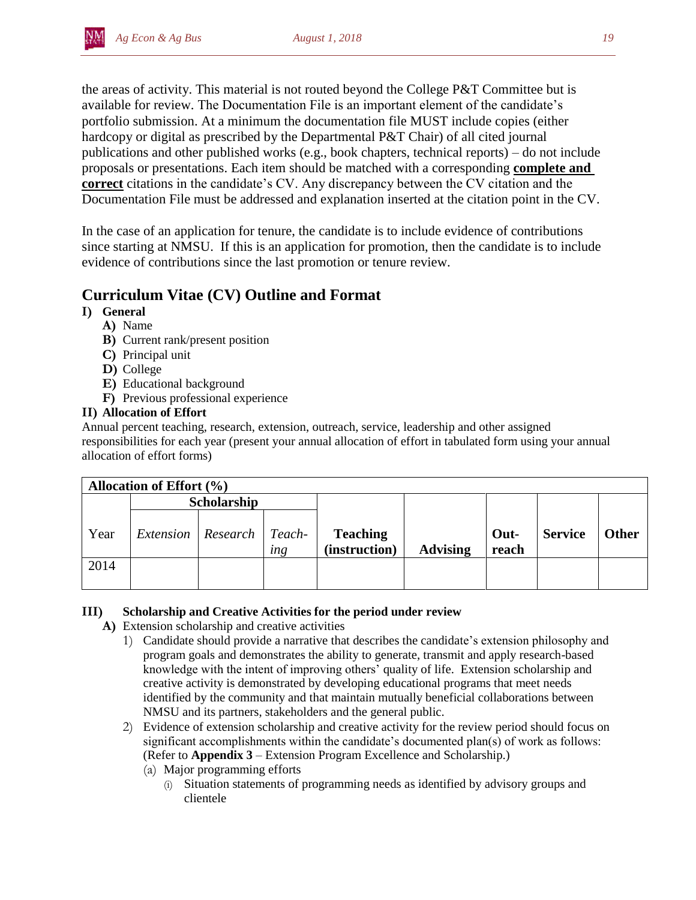the areas of activity. This material is not routed beyond the College P&T Committee but is available for review. The Documentation File is an important element of the candidate's portfolio submission. At a minimum the documentation file MUST include copies (either hardcopy or digital as prescribed by the Departmental P&T Chair) of all cited journal publications and other published works (e.g., book chapters, technical reports) – do not include proposals or presentations. Each item should be matched with a corresponding **complete and correct** citations in the candidate's CV. Any discrepancy between the CV citation and the Documentation File must be addressed and explanation inserted at the citation point in the CV.

In the case of an application for tenure, the candidate is to include evidence of contributions since starting at NMSU. If this is an application for promotion, then the candidate is to include evidence of contributions since the last promotion or tenure review.

## Curriculum Vitae (CV) Outline and Format

**I) General**

- **A)** Name
- **B)** Current rank/present position
- **C)** Principal unit
- **D)** College
- **E)** Educational background
- **F)** Previous professional experience

**II) Allocation of Effort**

Annual percent teaching, research, extension, outreach, service, leadership and other assigned responsibilities for each year (present your annual allocation of effort in tabulated form using your annual allocation of effort forms)

| **Allocation of Effort (%)** | | | | | | | | |
|---|---|---|---|---|---|---|---|---|
| | **Scholarship** | | | | | | | |
| Year | *Extension* | *Research* | *Teaching* | **Teaching (instruction)** | **Advising** | **Outreach** | **Service** | **Other** |
| 2014 | | | | | | | | |

**III) Scholarship and Creative Activities for the period under review**

- **A)** Extension scholarship and creative activities
  1) Candidate should provide a narrative that describes the candidate's extension philosophy and program goals and demonstrates the ability to generate, transmit and apply research-based knowledge with the intent of improving others' quality of life. Extension scholarship and creative activity is demonstrated by developing educational programs that meet needs identified by the community and that maintain mutually beneficial collaborations between NMSU and its partners, stakeholders and the general public.
  2) Evidence of extension scholarship and creative activity for the review period should focus on significant accomplishments within the candidate's documented plan(s) of work as follows: (Refer to **Appendix 3** – Extension Program Excellence and Scholarship.)
     - (a) Major programming efforts
       - (i) Situation statements of programming needs as identified by advisory groups and clientele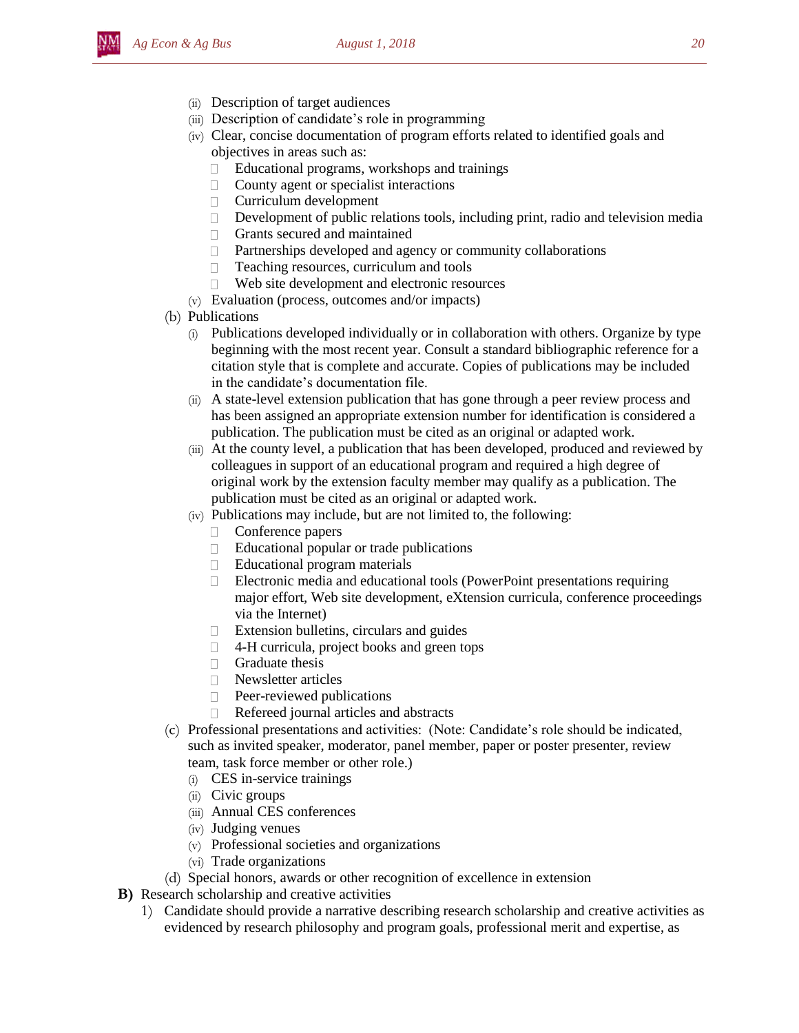- (ii) Description of target audiences
- (iii) Description of candidate's role in programming
- (iv) Clear, concise documentation of program efforts related to identified goals and objectives in areas such as:
  - Educational programs, workshops and trainings
  - County agent or specialist interactions
  - Curriculum development
  - Development of public relations tools, including print, radio and television media
  - Grants secured and maintained
  - Partnerships developed and agency or community collaborations
  - Teaching resources, curriculum and tools
  - Web site development and electronic resources
- (v) Evaluation (process, outcomes and/or impacts)

(b) Publications

- (i) Publications developed individually or in collaboration with others. Organize by type beginning with the most recent year. Consult a standard bibliographic reference for a citation style that is complete and accurate. Copies of publications may be included in the candidate's documentation file.
- (ii) A state-level extension publication that has gone through a peer review process and has been assigned an appropriate extension number for identification is considered a publication. The publication must be cited as an original or adapted work.
- (iii) At the county level, a publication that has been developed, produced and reviewed by colleagues in support of an educational program and required a high degree of original work by the extension faculty member may qualify as a publication. The publication must be cited as an original or adapted work.
- (iv) Publications may include, but are not limited to, the following:
  - Conference papers
  - Educational popular or trade publications
  - Educational program materials
  - Electronic media and educational tools (PowerPoint presentations requiring major effort, Web site development, eXtension curricula, conference proceedings via the Internet)
  - Extension bulletins, circulars and guides
  - 4-H curricula, project books and green tops
  - Graduate thesis
  - Newsletter articles
  - Peer-reviewed publications
  - Refereed journal articles and abstracts

(c) Professional presentations and activities: (Note: Candidate's role should be indicated, such as invited speaker, moderator, panel member, paper or poster presenter, review team, task force member or other role.)

- (i) CES in-service trainings
- (ii) Civic groups
- (iii) Annual CES conferences
- (iv) Judging venues
- (v) Professional societies and organizations
- (vi) Trade organizations

(d) Special honors, awards or other recognition of excellence in extension

**B)** Research scholarship and creative activities

1) Candidate should provide a narrative describing research scholarship and creative activities as evidenced by research philosophy and program goals, professional merit and expertise, as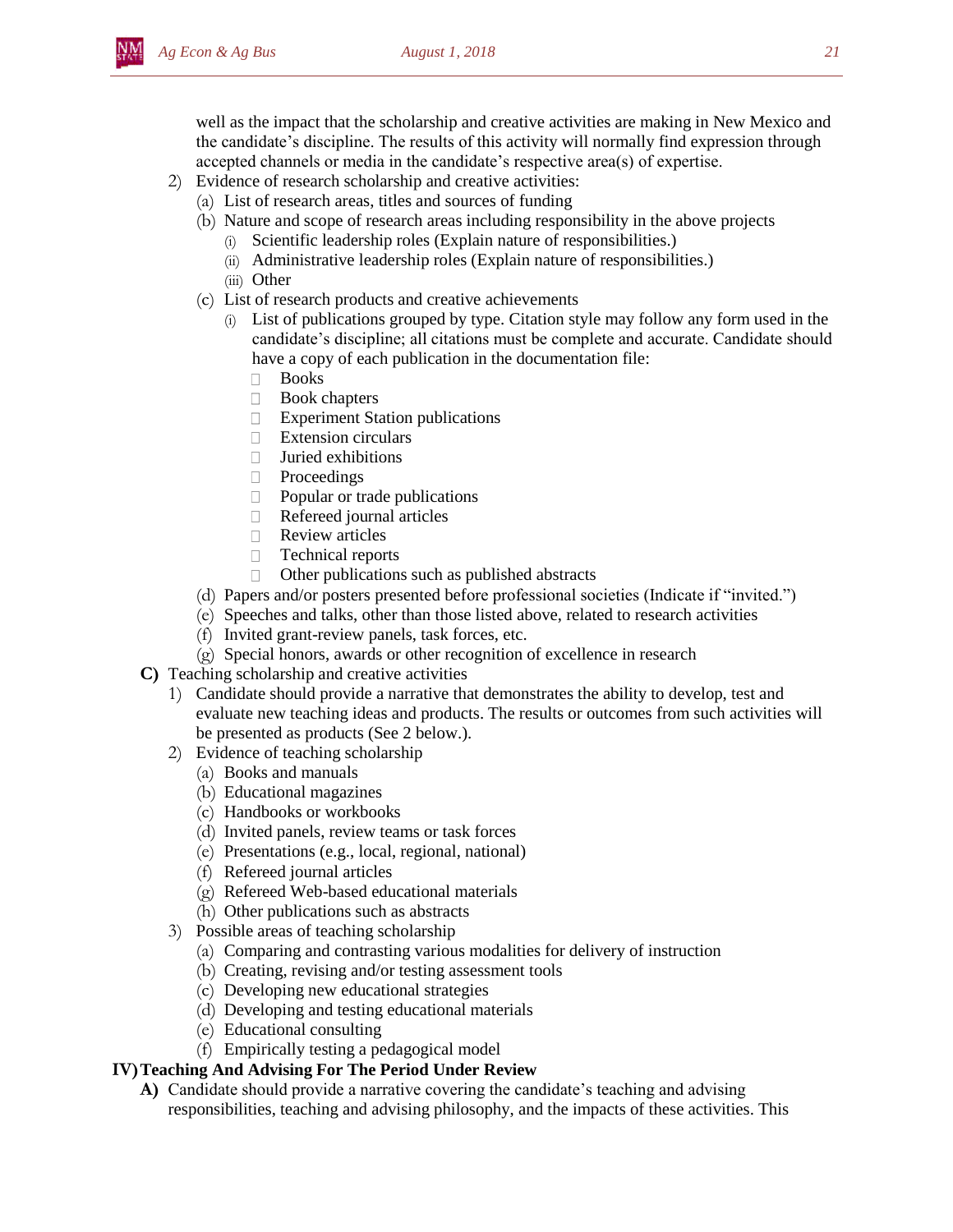well as the impact that the scholarship and creative activities are making in New Mexico and the candidate's discipline. The results of this activity will normally find expression through accepted channels or media in the candidate's respective area(s) of expertise.

2) Evidence of research scholarship and creative activities:
   (a) List of research areas, titles and sources of funding
   (b) Nature and scope of research areas including responsibility in the above projects
      (i) Scientific leadership roles (Explain nature of responsibilities.)
      (ii) Administrative leadership roles (Explain nature of responsibilities.)
      (iii) Other
   (c) List of research products and creative achievements
      (i) List of publications grouped by type. Citation style may follow any form used in the candidate's discipline; all citations must be complete and accurate. Candidate should have a copy of each publication in the documentation file:
         - Books
         - Book chapters
         - Experiment Station publications
         - Extension circulars
         - Juried exhibitions
         - Proceedings
         - Popular or trade publications
         - Refereed journal articles
         - Review articles
         - Technical reports
         - Other publications such as published abstracts
   (d) Papers and/or posters presented before professional societies (Indicate if "invited.")
   (e) Speeches and talks, other than those listed above, related to research activities
   (f) Invited grant-review panels, task forces, etc.
   (g) Special honors, awards or other recognition of excellence in research

**C)** Teaching scholarship and creative activities

1) Candidate should provide a narrative that demonstrates the ability to develop, test and evaluate new teaching ideas and products. The results or outcomes from such activities will be presented as products (See 2 below.).
2) Evidence of teaching scholarship
   (a) Books and manuals
   (b) Educational magazines
   (c) Handbooks or workbooks
   (d) Invited panels, review teams or task forces
   (e) Presentations (e.g., local, regional, national)
   (f) Refereed journal articles
   (g) Refereed Web-based educational materials
   (h) Other publications such as abstracts
3) Possible areas of teaching scholarship
   (a) Comparing and contrasting various modalities for delivery of instruction
   (b) Creating, revising and/or testing assessment tools
   (c) Developing new educational strategies
   (d) Developing and testing educational materials
   (e) Educational consulting
   (f) Empirically testing a pedagogical model

## IV) Teaching And Advising For The Period Under Review

**A)** Candidate should provide a narrative covering the candidate's teaching and advising responsibilities, teaching and advising philosophy, and the impacts of these activities. This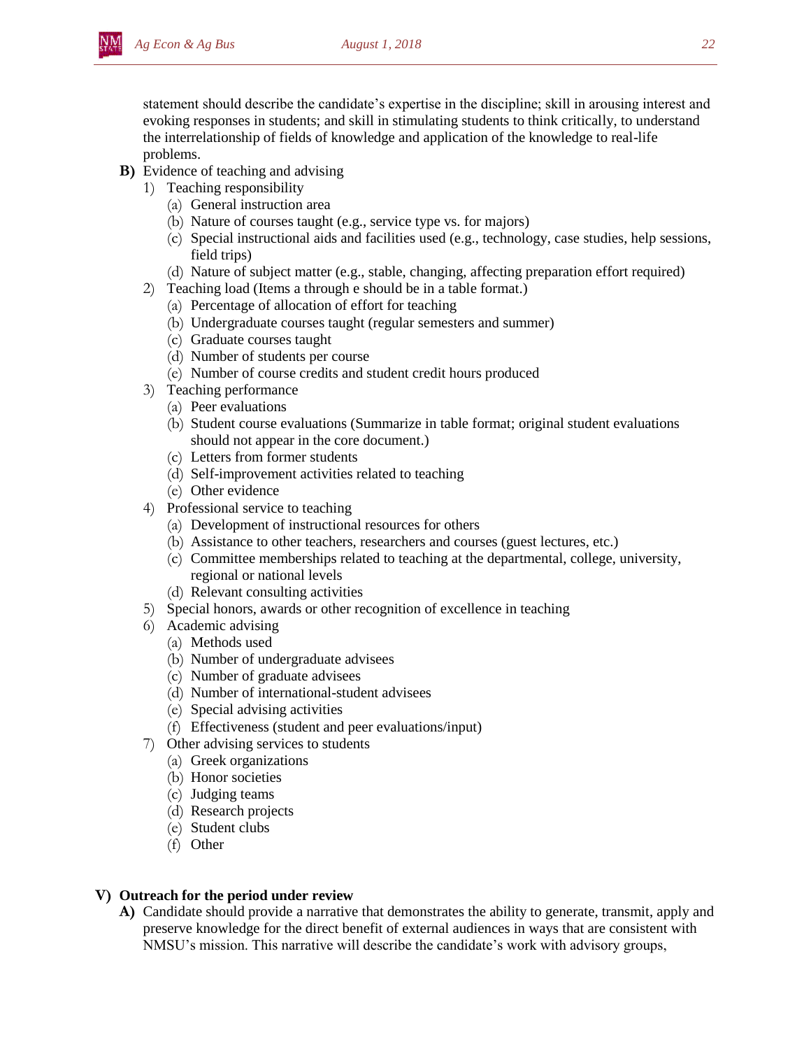statement should describe the candidate's expertise in the discipline; skill in arousing interest and evoking responses in students; and skill in stimulating students to think critically, to understand the interrelationship of fields of knowledge and application of the knowledge to real-life problems.

**B)** Evidence of teaching and advising

1) Teaching responsibility
   - (a) General instruction area
   - (b) Nature of courses taught (e.g., service type vs. for majors)
   - (c) Special instructional aids and facilities used (e.g., technology, case studies, help sessions, field trips)
   - (d) Nature of subject matter (e.g., stable, changing, affecting preparation effort required)
2) Teaching load (Items a through e should be in a table format.)
   - (a) Percentage of allocation of effort for teaching
   - (b) Undergraduate courses taught (regular semesters and summer)
   - (c) Graduate courses taught
   - (d) Number of students per course
   - (e) Number of course credits and student credit hours produced
3) Teaching performance
   - (a) Peer evaluations
   - (b) Student course evaluations (Summarize in table format; original student evaluations should not appear in the core document.)
   - (c) Letters from former students
   - (d) Self-improvement activities related to teaching
   - (e) Other evidence
4) Professional service to teaching
   - (a) Development of instructional resources for others
   - (b) Assistance to other teachers, researchers and courses (guest lectures, etc.)
   - (c) Committee memberships related to teaching at the departmental, college, university, regional or national levels
   - (d) Relevant consulting activities
5) Special honors, awards or other recognition of excellence in teaching
6) Academic advising
   - (a) Methods used
   - (b) Number of undergraduate advisees
   - (c) Number of graduate advisees
   - (d) Number of international-student advisees
   - (e) Special advising activities
   - (f) Effectiveness (student and peer evaluations/input)
7) Other advising services to students
   - (a) Greek organizations
   - (b) Honor societies
   - (c) Judging teams
   - (d) Research projects
   - (e) Student clubs
   - (f) Other

## V) Outreach for the period under review

**A)** Candidate should provide a narrative that demonstrates the ability to generate, transmit, apply and preserve knowledge for the direct benefit of external audiences in ways that are consistent with NMSU's mission. This narrative will describe the candidate's work with advisory groups,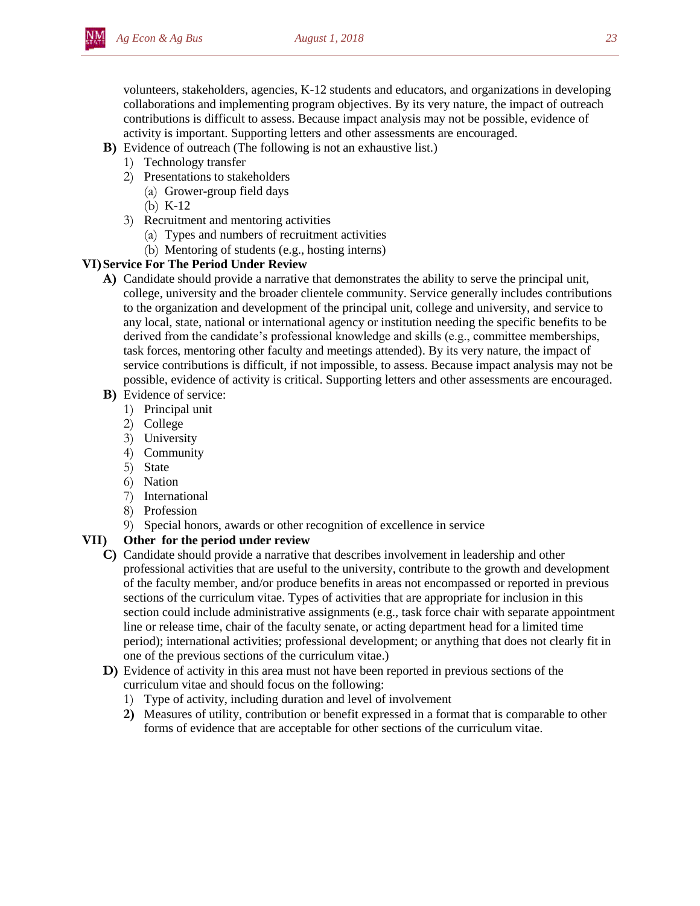volunteers, stakeholders, agencies, K-12 students and educators, and organizations in developing collaborations and implementing program objectives. By its very nature, the impact of outreach contributions is difficult to assess. Because impact analysis may not be possible, evidence of activity is important. Supporting letters and other assessments are encouraged.

**B)** Evidence of outreach (The following is not an exhaustive list.)

1) Technology transfer
2) Presentations to stakeholders
   (a) Grower-group field days
   (b) K-12
3) Recruitment and mentoring activities
   (a) Types and numbers of recruitment activities
   (b) Mentoring of students (e.g., hosting interns)

**VI) Service For The Period Under Review**

**A)** Candidate should provide a narrative that demonstrates the ability to serve the principal unit, college, university and the broader clientele community. Service generally includes contributions to the organization and development of the principal unit, college and university, and service to any local, state, national or international agency or institution needing the specific benefits to be derived from the candidate's professional knowledge and skills (e.g., committee memberships, task forces, mentoring other faculty and meetings attended). By its very nature, the impact of service contributions is difficult, if not impossible, to assess. Because impact analysis may not be possible, evidence of activity is critical. Supporting letters and other assessments are encouraged.

**B)** Evidence of service:

1) Principal unit
2) College
3) University
4) Community
5) State
6) Nation
7) International
8) Profession
9) Special honors, awards or other recognition of excellence in service

**VII) Other for the period under review**

**C)** Candidate should provide a narrative that describes involvement in leadership and other professional activities that are useful to the university, contribute to the growth and development of the faculty member, and/or produce benefits in areas not encompassed or reported in previous sections of the curriculum vitae. Types of activities that are appropriate for inclusion in this section could include administrative assignments (e.g., task force chair with separate appointment line or release time, chair of the faculty senate, or acting department head for a limited time period); international activities; professional development; or anything that does not clearly fit in one of the previous sections of the curriculum vitae.)

**D)** Evidence of activity in this area must not have been reported in previous sections of the curriculum vitae and should focus on the following:

1) Type of activity, including duration and level of involvement
2) Measures of utility, contribution or benefit expressed in a format that is comparable to other forms of evidence that are acceptable for other sections of the curriculum vitae.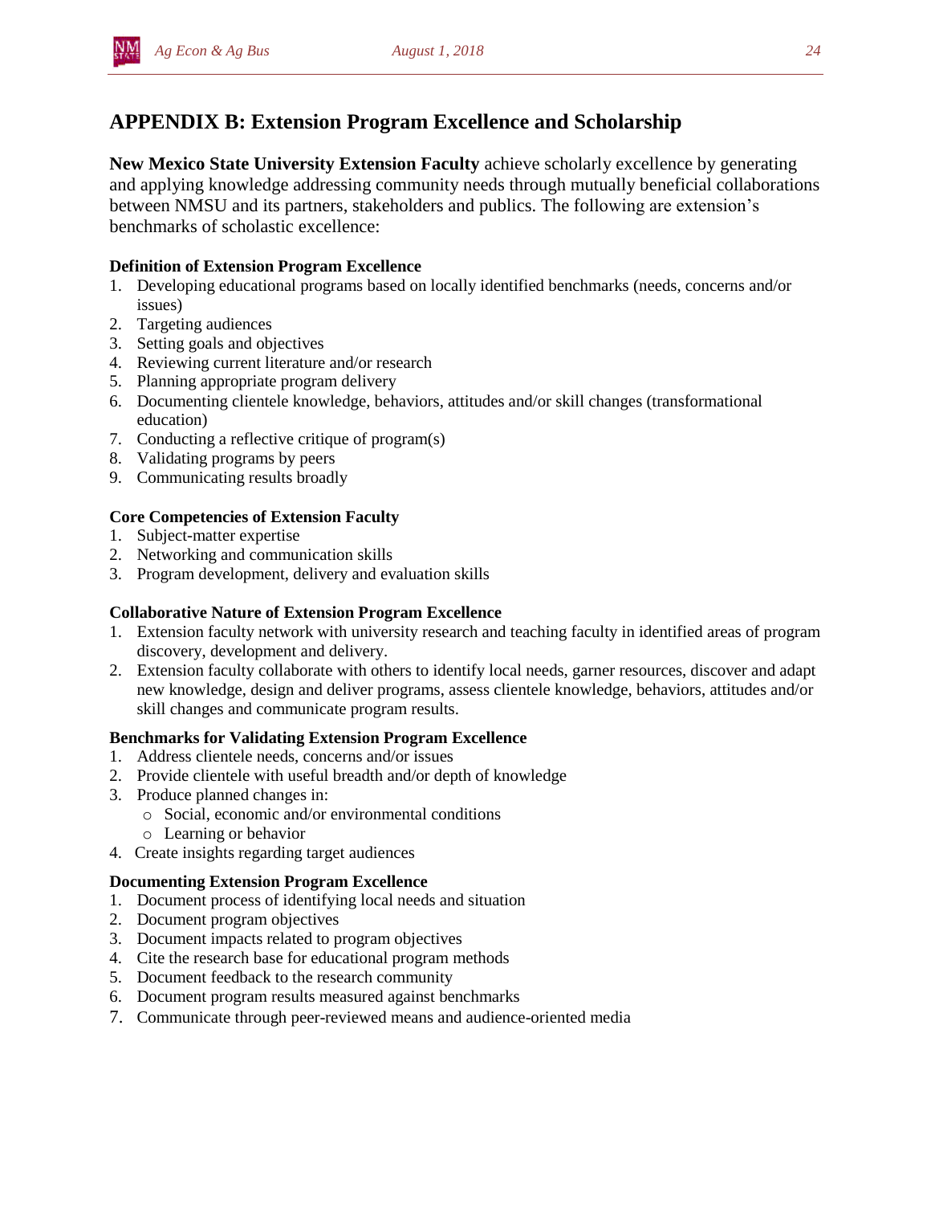## APPENDIX B: Extension Program Excellence and Scholarship

**New Mexico State University Extension Faculty** achieve scholarly excellence by generating and applying knowledge addressing community needs through mutually beneficial collaborations between NMSU and its partners, stakeholders and publics. The following are extension's benchmarks of scholastic excellence:

**Definition of Extension Program Excellence**

1. Developing educational programs based on locally identified benchmarks (needs, concerns and/or issues)
2. Targeting audiences
3. Setting goals and objectives
4. Reviewing current literature and/or research
5. Planning appropriate program delivery
6. Documenting clientele knowledge, behaviors, attitudes and/or skill changes (transformational education)
7. Conducting a reflective critique of program(s)
8. Validating programs by peers
9. Communicating results broadly

**Core Competencies of Extension Faculty**

1. Subject-matter expertise
2. Networking and communication skills
3. Program development, delivery and evaluation skills

**Collaborative Nature of Extension Program Excellence**

1. Extension faculty network with university research and teaching faculty in identified areas of program discovery, development and delivery.
2. Extension faculty collaborate with others to identify local needs, garner resources, discover and adapt new knowledge, design and deliver programs, assess clientele knowledge, behaviors, attitudes and/or skill changes and communicate program results.

**Benchmarks for Validating Extension Program Excellence**

1. Address clientele needs, concerns and/or issues
2. Provide clientele with useful breadth and/or depth of knowledge
3. Produce planned changes in:
   - Social, economic and/or environmental conditions
   - Learning or behavior
4. Create insights regarding target audiences

**Documenting Extension Program Excellence**

1. Document process of identifying local needs and situation
2. Document program objectives
3. Document impacts related to program objectives
4. Cite the research base for educational program methods
5. Document feedback to the research community
6. Document program results measured against benchmarks
7. Communicate through peer-reviewed means and audience-oriented media